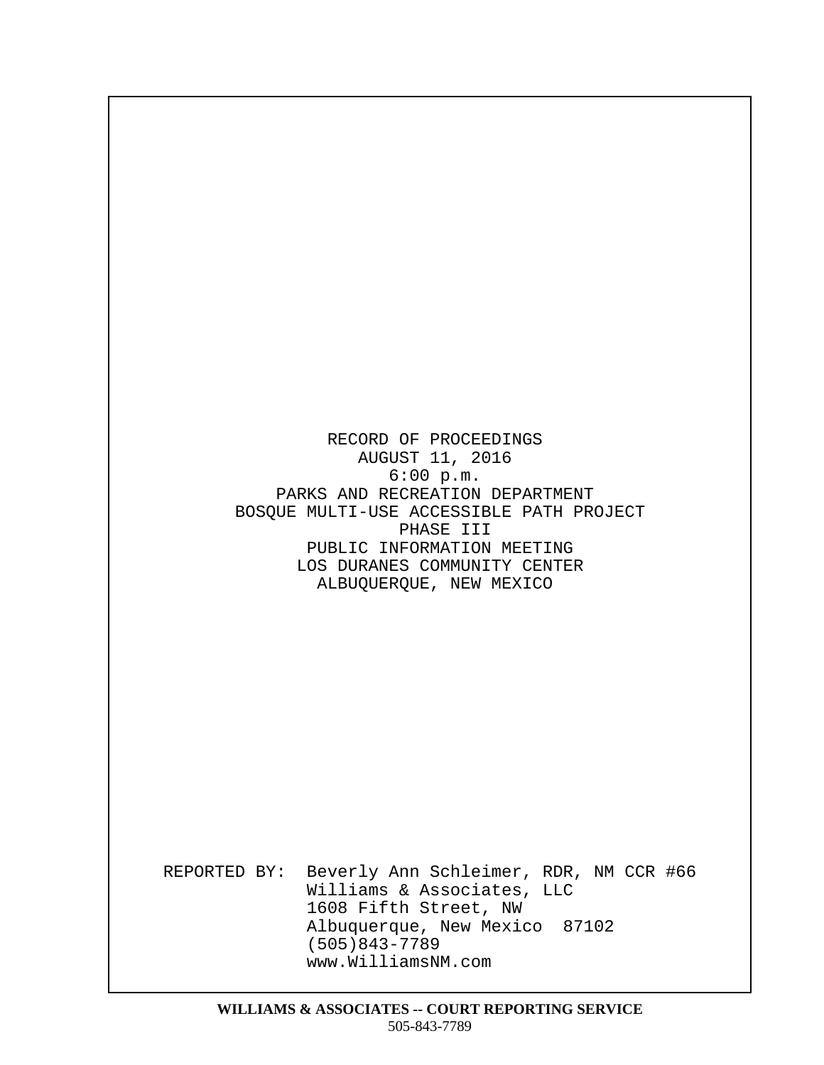RECORD OF PROCEEDINGS
AUGUST 11, 2016
6:00 p.m.
PARKS AND RECREATION DEPARTMENT
BOSQUE MULTI-USE ACCESSIBLE PATH PROJECT
PHASE III
PUBLIC INFORMATION MEETING
LOS DURANES COMMUNITY CENTER
ALBUQUERQUE, NEW MEXICO

REPORTED BY: Beverly Ann Schleimer, RDR, NM CCR #66
Williams & Associates, LLC
1608 Fifth Street, NW
Albuquerque, New Mexico 87102
(505)843-7789
www.WilliamsNM.com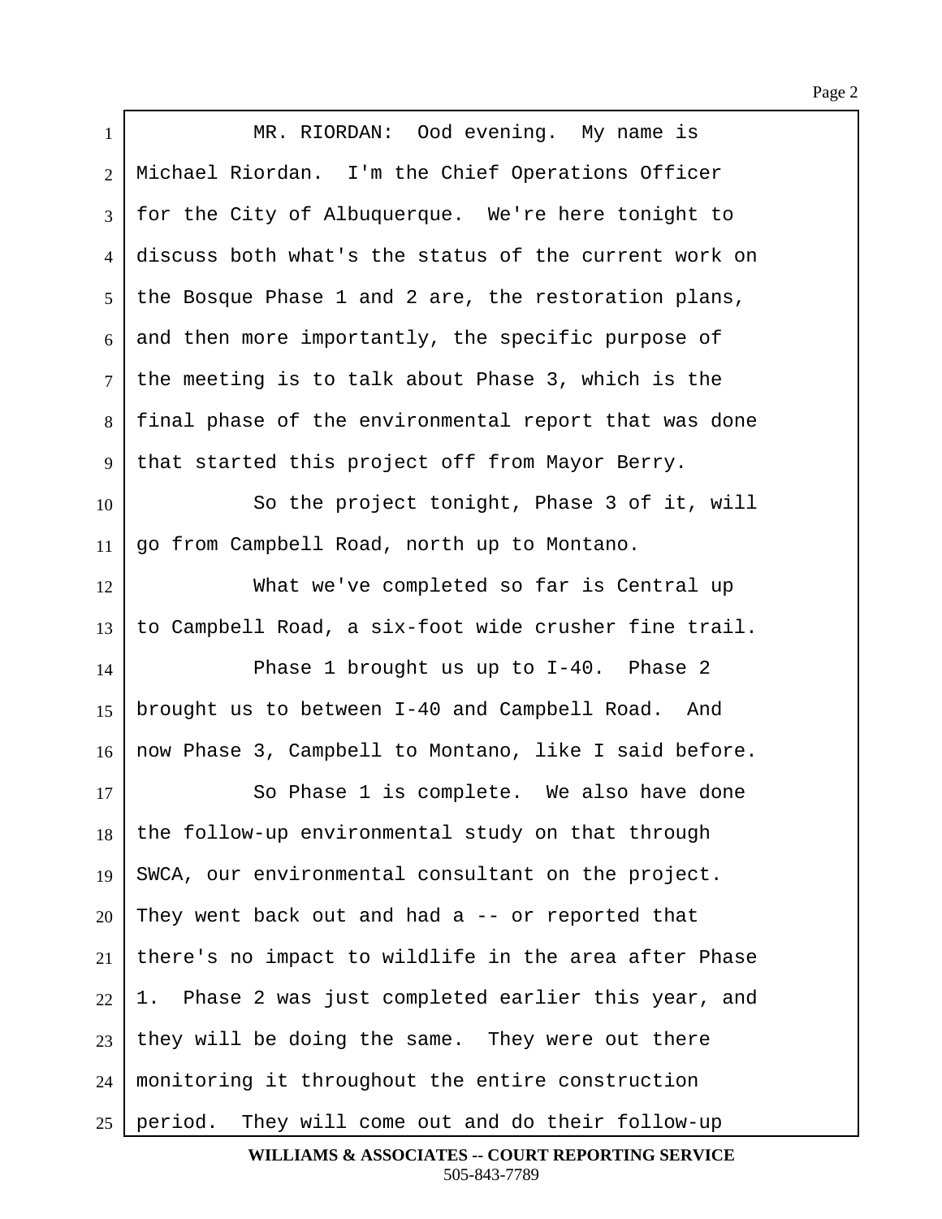MR. RIORDAN: Ood evening. My name is Michael Riordan. I'm the Chief Operations Officer for the City of Albuquerque. We're here tonight to discuss both what's the status of the current work on the Bosque Phase 1 and 2 are, the restoration plans, and then more importantly, the specific purpose of the meeting is to talk about Phase 3, which is the final phase of the environmental report that was done that started this project off from Mayor Berry.

So the project tonight, Phase 3 of it, will go from Campbell Road, north up to Montano.

What we've completed so far is Central up to Campbell Road, a six-foot wide crusher fine trail.

Phase 1 brought us up to I-40. Phase 2 brought us to between I-40 and Campbell Road. And now Phase 3, Campbell to Montano, like I said before.

So Phase 1 is complete. We also have done the follow-up environmental study on that through SWCA, our environmental consultant on the project. They went back out and had a -- or reported that there's no impact to wildlife in the area after Phase 1. Phase 2 was just completed earlier this year, and they will be doing the same. They were out there monitoring it throughout the entire construction period. They will come out and do their follow-up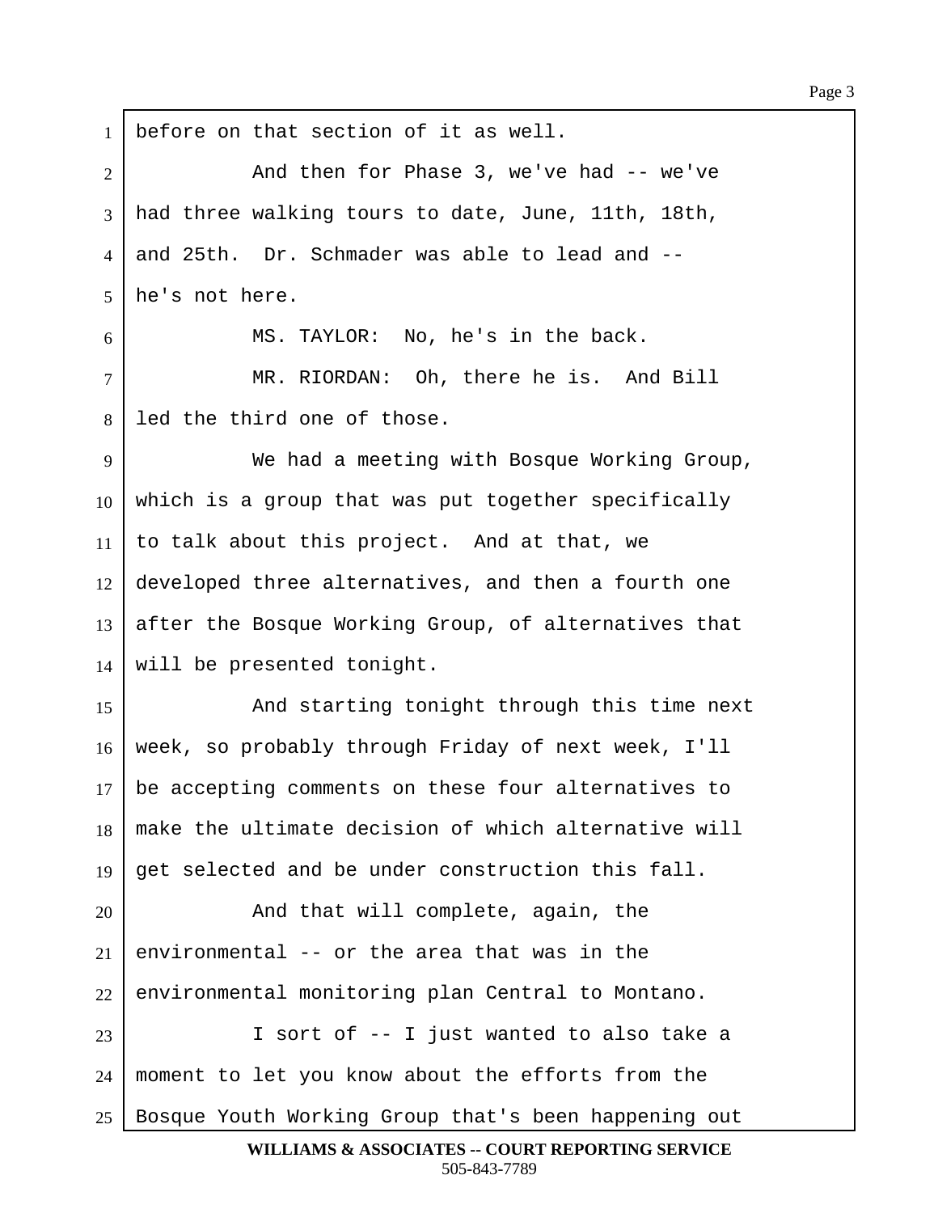before on that section of it as well.

And then for Phase 3, we've had -- we've had three walking tours to date, June, 11th, 18th, and 25th. Dr. Schmader was able to lead and -- he's not here.

MS. TAYLOR: No, he's in the back.

MR. RIORDAN: Oh, there he is. And Bill led the third one of those.

We had a meeting with Bosque Working Group, which is a group that was put together specifically to talk about this project. And at that, we developed three alternatives, and then a fourth one after the Bosque Working Group, of alternatives that will be presented tonight.

And starting tonight through this time next week, so probably through Friday of next week, I'll be accepting comments on these four alternatives to make the ultimate decision of which alternative will get selected and be under construction this fall.

And that will complete, again, the environmental -- or the area that was in the environmental monitoring plan Central to Montano.

I sort of -- I just wanted to also take a moment to let you know about the efforts from the Bosque Youth Working Group that's been happening out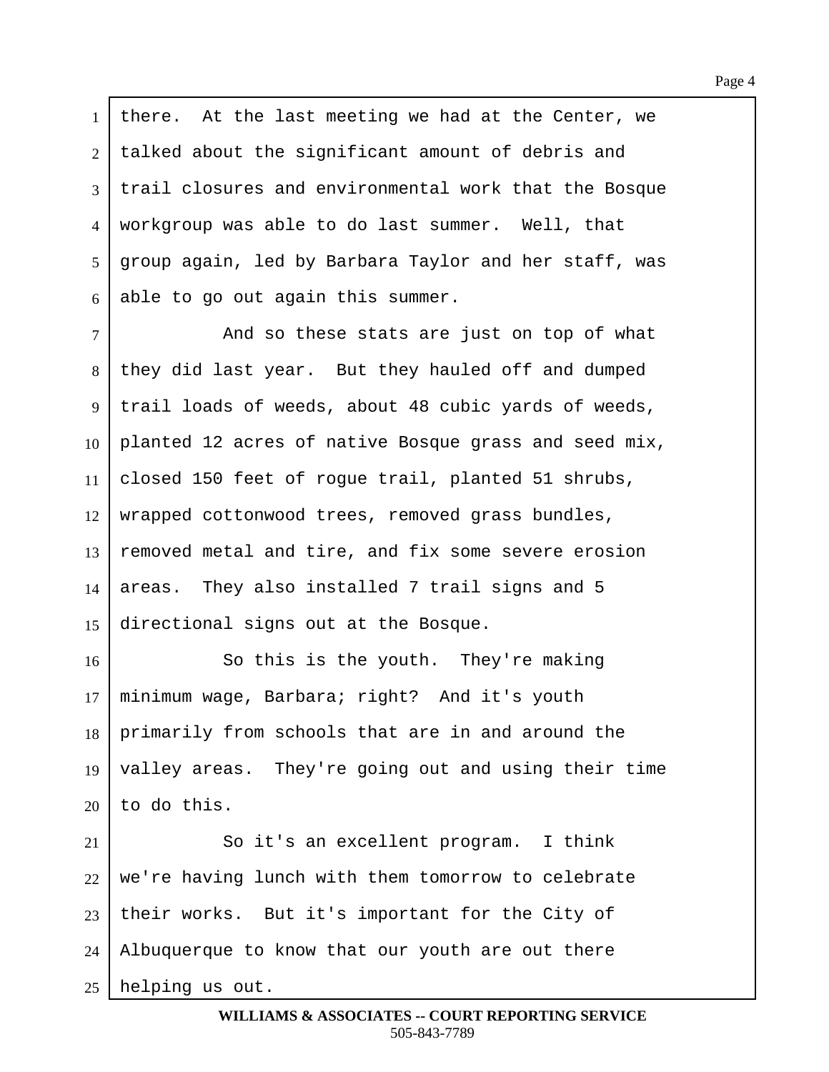there. At the last meeting we had at the Center, we talked about the significant amount of debris and trail closures and environmental work that the Bosque workgroup was able to do last summer. Well, that group again, led by Barbara Taylor and her staff, was able to go out again this summer.

And so these stats are just on top of what they did last year. But they hauled off and dumped trail loads of weeds, about 48 cubic yards of weeds, planted 12 acres of native Bosque grass and seed mix, closed 150 feet of rogue trail, planted 51 shrubs, wrapped cottonwood trees, removed grass bundles, removed metal and tire, and fix some severe erosion areas. They also installed 7 trail signs and 5 directional signs out at the Bosque.

So this is the youth. They're making minimum wage, Barbara; right? And it's youth primarily from schools that are in and around the valley areas. They're going out and using their time to do this.

So it's an excellent program. I think we're having lunch with them tomorrow to celebrate their works. But it's important for the City of Albuquerque to know that our youth are out there helping us out.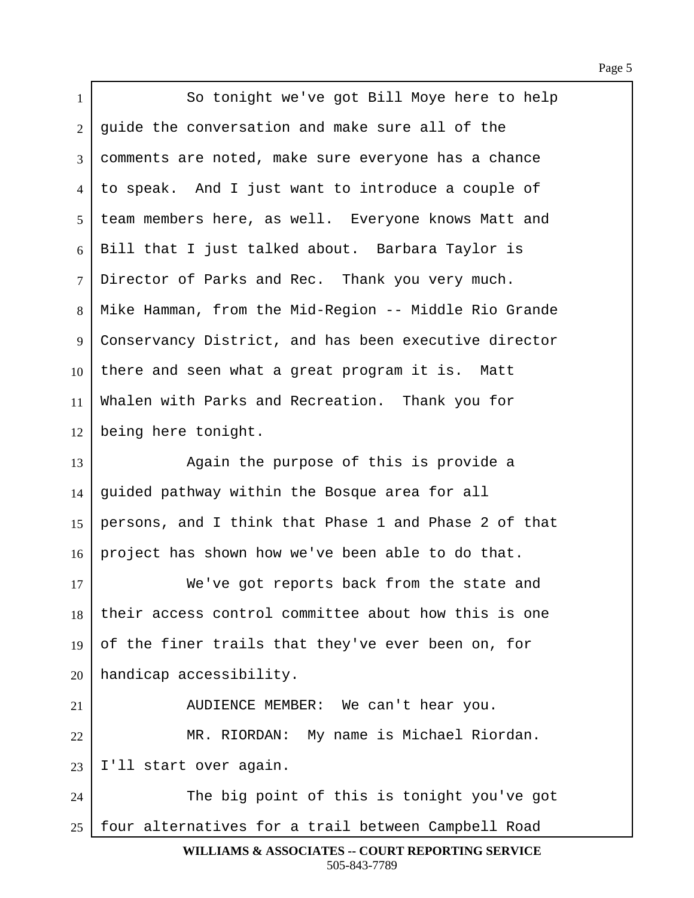So tonight we've got Bill Moye here to help guide the conversation and make sure all of the comments are noted, make sure everyone has a chance to speak. And I just want to introduce a couple of team members here, as well. Everyone knows Matt and Bill that I just talked about. Barbara Taylor is Director of Parks and Rec. Thank you very much. Mike Hamman, from the Mid-Region -- Middle Rio Grande Conservancy District, and has been executive director there and seen what a great program it is. Matt Whalen with Parks and Recreation. Thank you for being here tonight.

Again the purpose of this is provide a guided pathway within the Bosque area for all persons, and I think that Phase 1 and Phase 2 of that project has shown how we've been able to do that.

We've got reports back from the state and their access control committee about how this is one of the finer trails that they've ever been on, for handicap accessibility.

AUDIENCE MEMBER: We can't hear you.

MR. RIORDAN: My name is Michael Riordan. I'll start over again.

The big point of this is tonight you've got four alternatives for a trail between Campbell Road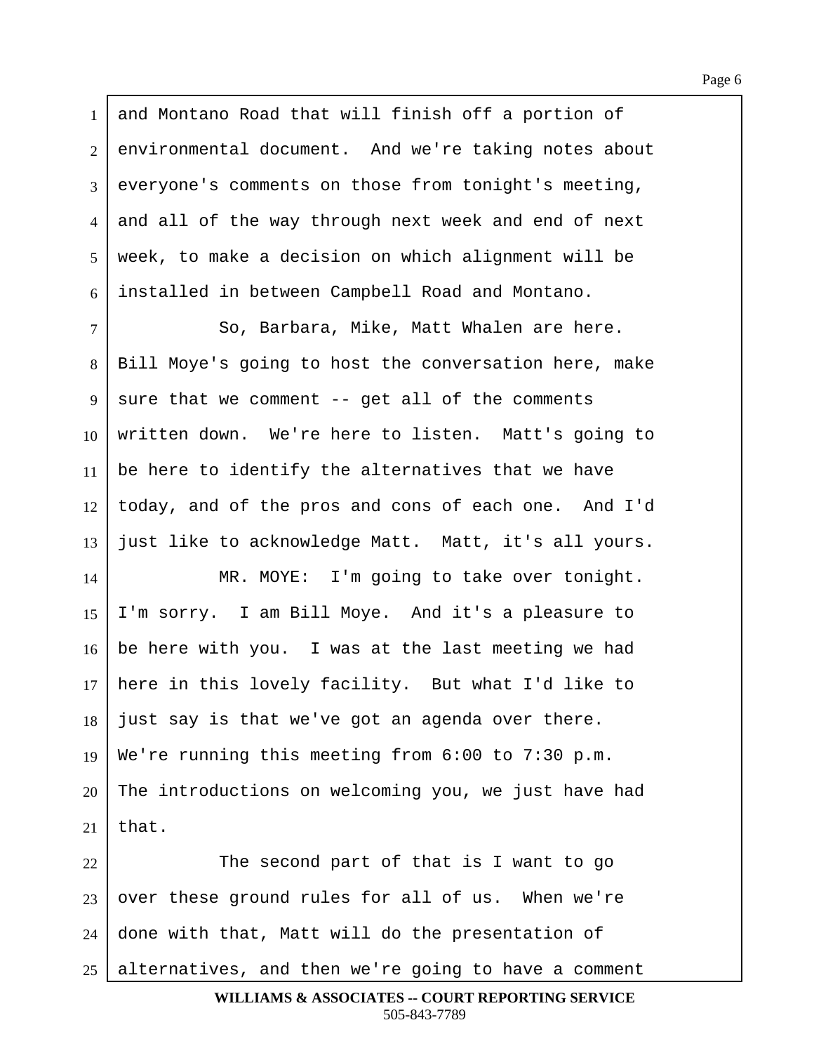and Montano Road that will finish off a portion of environmental document. And we're taking notes about everyone's comments on those from tonight's meeting, and all of the way through next week and end of next week, to make a decision on which alignment will be installed in between Campbell Road and Montano.

So, Barbara, Mike, Matt Whalen are here. Bill Moye's going to host the conversation here, make sure that we comment -- get all of the comments written down. We're here to listen. Matt's going to be here to identify the alternatives that we have today, and of the pros and cons of each one. And I'd just like to acknowledge Matt. Matt, it's all yours.

MR. MOYE: I'm going to take over tonight. I'm sorry. I am Bill Moye. And it's a pleasure to be here with you. I was at the last meeting we had here in this lovely facility. But what I'd like to just say is that we've got an agenda over there. We're running this meeting from 6:00 to 7:30 p.m. The introductions on welcoming you, we just have had that.

The second part of that is I want to go over these ground rules for all of us. When we're done with that, Matt will do the presentation of alternatives, and then we're going to have a comment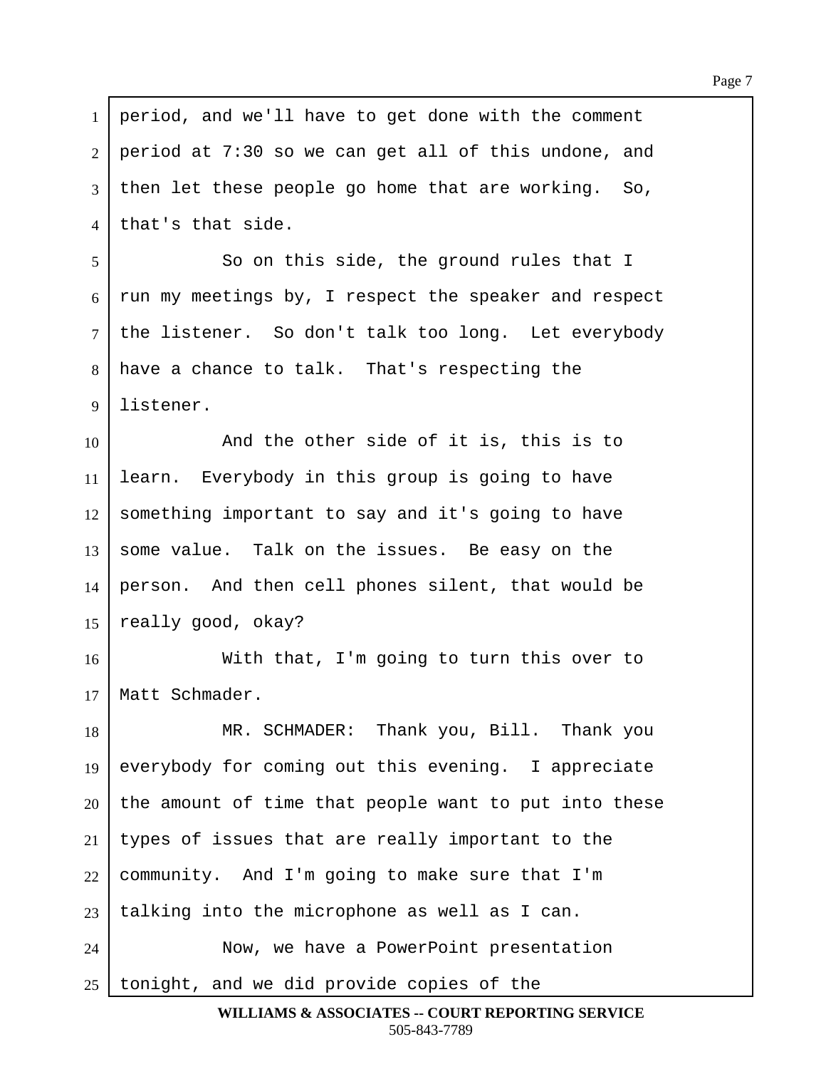period, and we'll have to get done with the comment period at 7:30 so we can get all of this undone, and then let these people go home that are working. So, that's that side.

So on this side, the ground rules that I run my meetings by, I respect the speaker and respect the listener. So don't talk too long. Let everybody have a chance to talk. That's respecting the listener.

And the other side of it is, this is to learn. Everybody in this group is going to have something important to say and it's going to have some value. Talk on the issues. Be easy on the person. And then cell phones silent, that would be really good, okay?

With that, I'm going to turn this over to Matt Schmader.

MR. SCHMADER: Thank you, Bill. Thank you everybody for coming out this evening. I appreciate the amount of time that people want to put into these types of issues that are really important to the community. And I'm going to make sure that I'm talking into the microphone as well as I can.

Now, we have a PowerPoint presentation tonight, and we did provide copies of the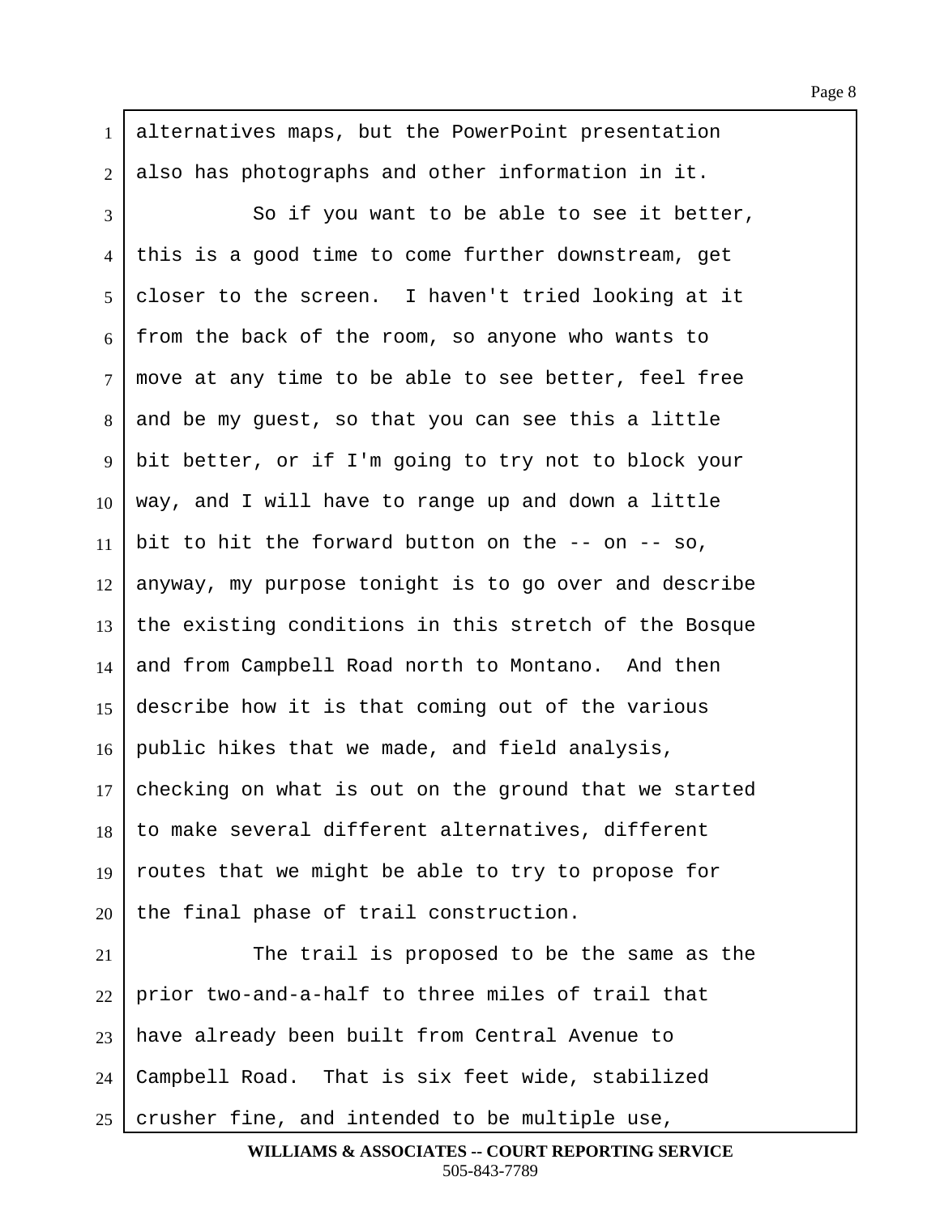alternatives maps, but the PowerPoint presentation also has photographs and other information in it.

So if you want to be able to see it better, this is a good time to come further downstream, get closer to the screen. I haven't tried looking at it from the back of the room, so anyone who wants to move at any time to be able to see better, feel free and be my guest, so that you can see this a little bit better, or if I'm going to try not to block your way, and I will have to range up and down a little bit to hit the forward button on the -- on -- so, anyway, my purpose tonight is to go over and describe the existing conditions in this stretch of the Bosque and from Campbell Road north to Montano. And then describe how it is that coming out of the various public hikes that we made, and field analysis, checking on what is out on the ground that we started to make several different alternatives, different routes that we might be able to try to propose for the final phase of trail construction.

The trail is proposed to be the same as the prior two-and-a-half to three miles of trail that have already been built from Central Avenue to Campbell Road. That is six feet wide, stabilized crusher fine, and intended to be multiple use,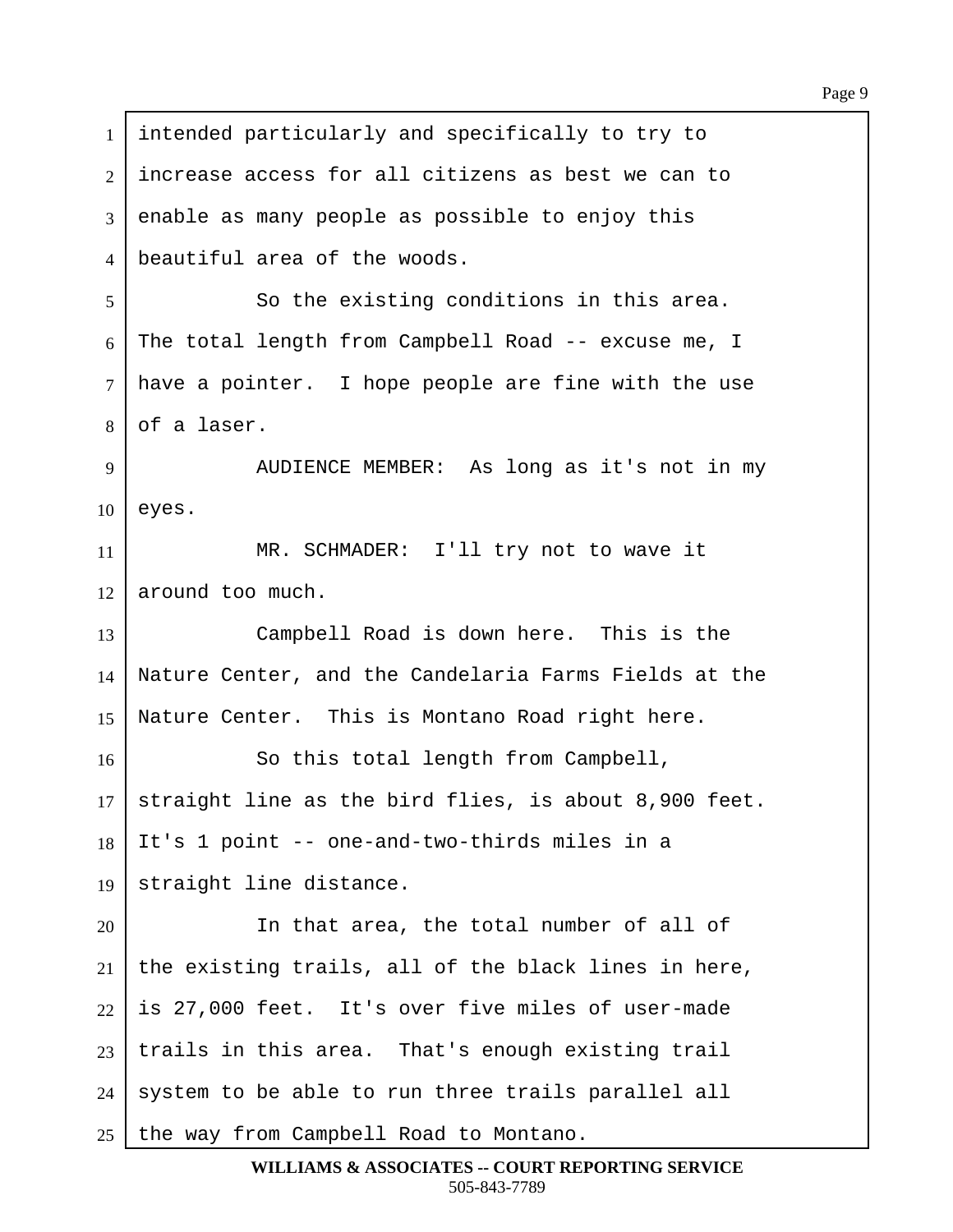intended particularly and specifically to try to increase access for all citizens as best we can to enable as many people as possible to enjoy this beautiful area of the woods.

So the existing conditions in this area. The total length from Campbell Road -- excuse me, I have a pointer. I hope people are fine with the use of a laser.

AUDIENCE MEMBER: As long as it's not in my eyes.

MR. SCHMADER: I'll try not to wave it around too much.

Campbell Road is down here. This is the Nature Center, and the Candelaria Farms Fields at the Nature Center. This is Montano Road right here.

So this total length from Campbell, straight line as the bird flies, is about 8,900 feet. It's 1 point -- one-and-two-thirds miles in a straight line distance.

In that area, the total number of all of the existing trails, all of the black lines in here, is 27,000 feet. It's over five miles of user-made trails in this area. That's enough existing trail system to be able to run three trails parallel all the way from Campbell Road to Montano.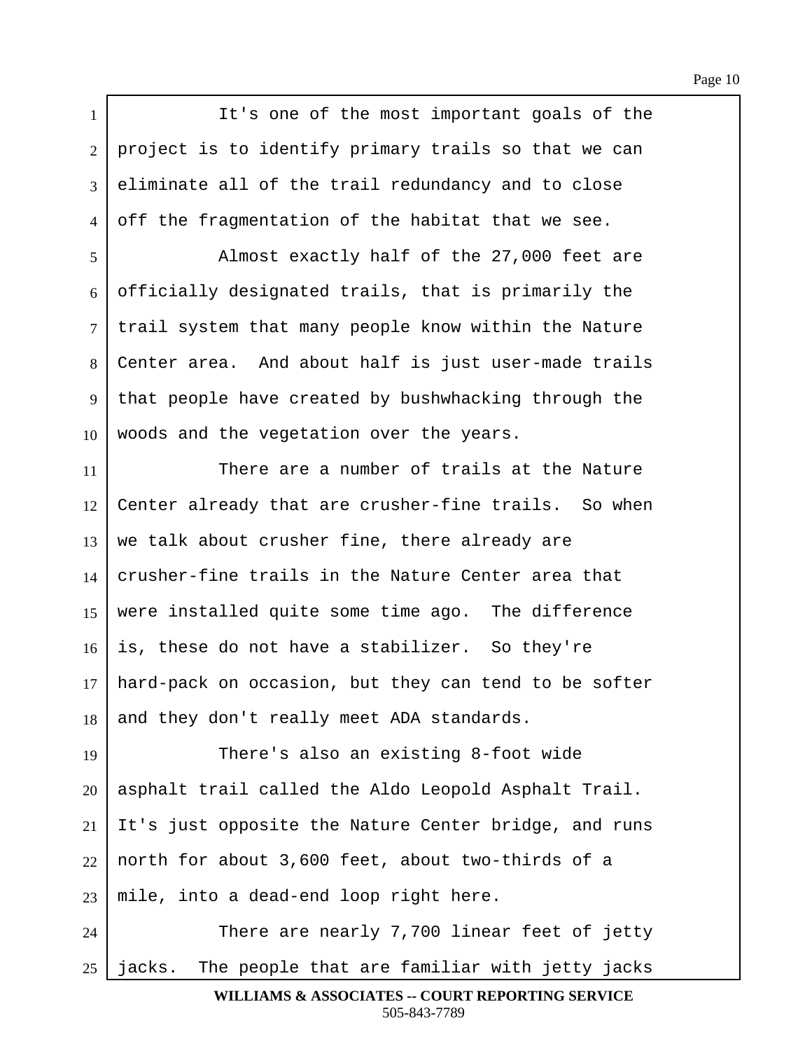It's one of the most important goals of the project is to identify primary trails so that we can eliminate all of the trail redundancy and to close off the fragmentation of the habitat that we see.

Almost exactly half of the 27,000 feet are officially designated trails, that is primarily the trail system that many people know within the Nature Center area. And about half is just user-made trails that people have created by bushwhacking through the woods and the vegetation over the years.

There are a number of trails at the Nature Center already that are crusher-fine trails. So when we talk about crusher fine, there already are crusher-fine trails in the Nature Center area that were installed quite some time ago. The difference is, these do not have a stabilizer. So they're hard-pack on occasion, but they can tend to be softer and they don't really meet ADA standards.

There's also an existing 8-foot wide asphalt trail called the Aldo Leopold Asphalt Trail. It's just opposite the Nature Center bridge, and runs north for about 3,600 feet, about two-thirds of a mile, into a dead-end loop right here.

There are nearly 7,700 linear feet of jetty jacks. The people that are familiar with jetty jacks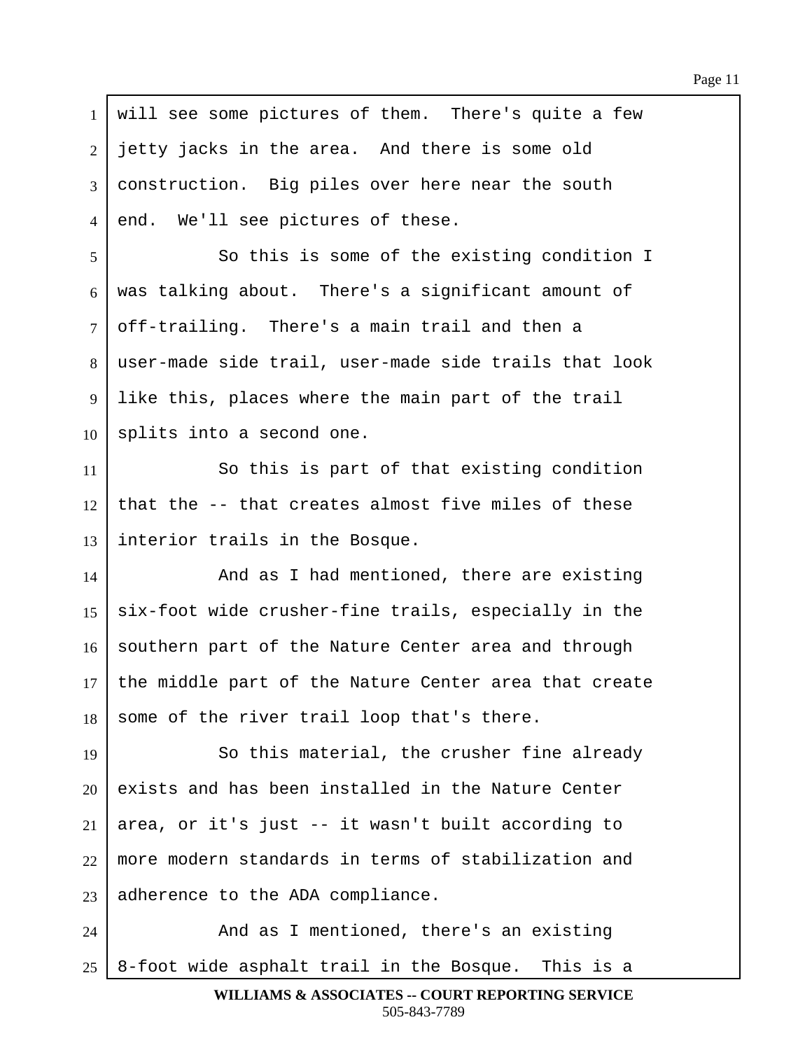will see some pictures of them. There's quite a few jetty jacks in the area. And there is some old construction. Big piles over here near the south end. We'll see pictures of these.

So this is some of the existing condition I was talking about. There's a significant amount of off-trailing. There's a main trail and then a user-made side trail, user-made side trails that look like this, places where the main part of the trail splits into a second one.

So this is part of that existing condition that the -- that creates almost five miles of these interior trails in the Bosque.

And as I had mentioned, there are existing six-foot wide crusher-fine trails, especially in the southern part of the Nature Center area and through the middle part of the Nature Center area that create some of the river trail loop that's there.

So this material, the crusher fine already exists and has been installed in the Nature Center area, or it's just -- it wasn't built according to more modern standards in terms of stabilization and adherence to the ADA compliance.

And as I mentioned, there's an existing 8-foot wide asphalt trail in the Bosque. This is a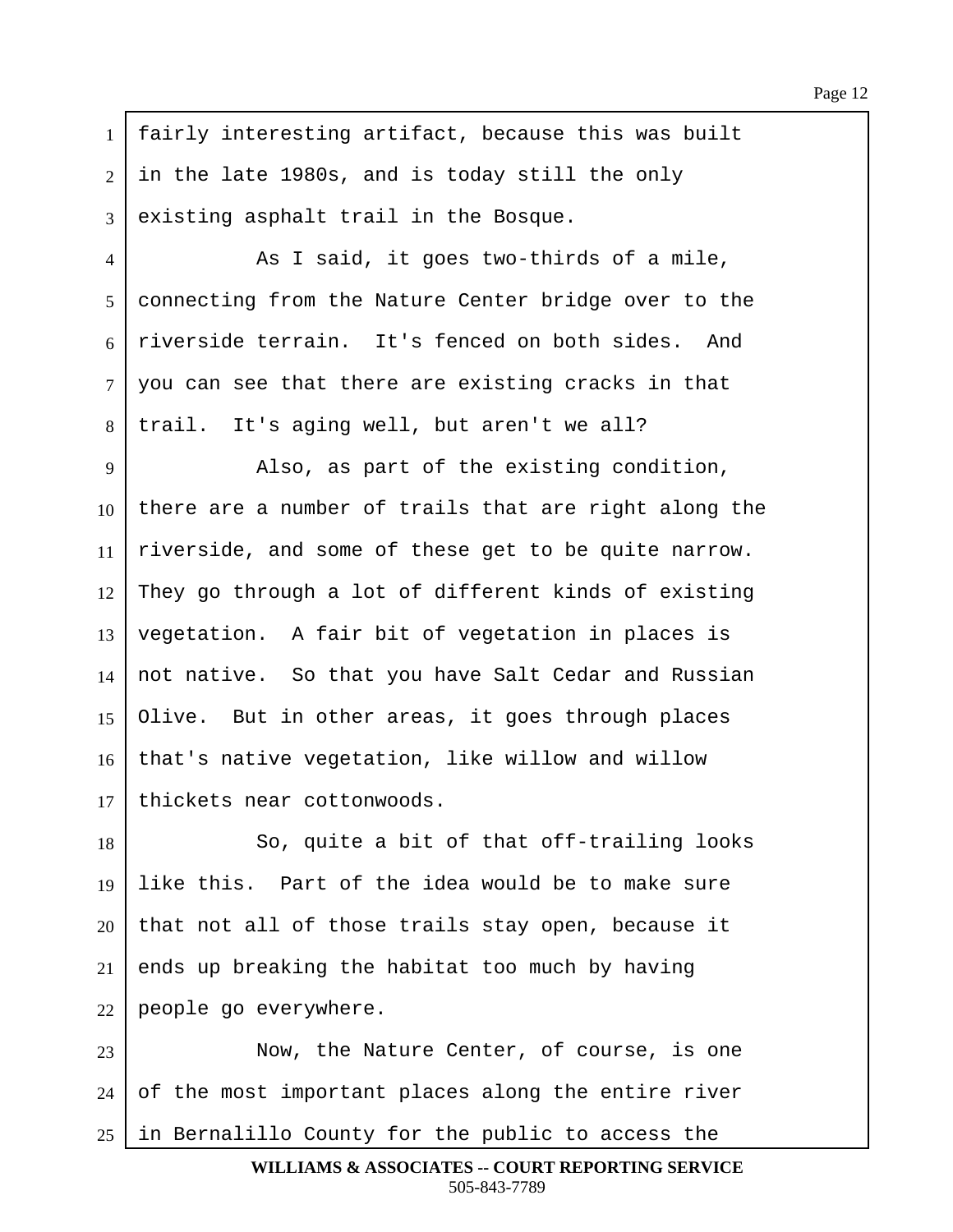fairly interesting artifact, because this was built in the late 1980s, and is today still the only existing asphalt trail in the Bosque.

As I said, it goes two-thirds of a mile, connecting from the Nature Center bridge over to the riverside terrain. It's fenced on both sides. And you can see that there are existing cracks in that trail. It's aging well, but aren't we all?

Also, as part of the existing condition, there are a number of trails that are right along the riverside, and some of these get to be quite narrow. They go through a lot of different kinds of existing vegetation. A fair bit of vegetation in places is not native. So that you have Salt Cedar and Russian Olive. But in other areas, it goes through places that's native vegetation, like willow and willow thickets near cottonwoods.

So, quite a bit of that off-trailing looks like this. Part of the idea would be to make sure that not all of those trails stay open, because it ends up breaking the habitat too much by having people go everywhere.

Now, the Nature Center, of course, is one of the most important places along the entire river in Bernalillo County for the public to access the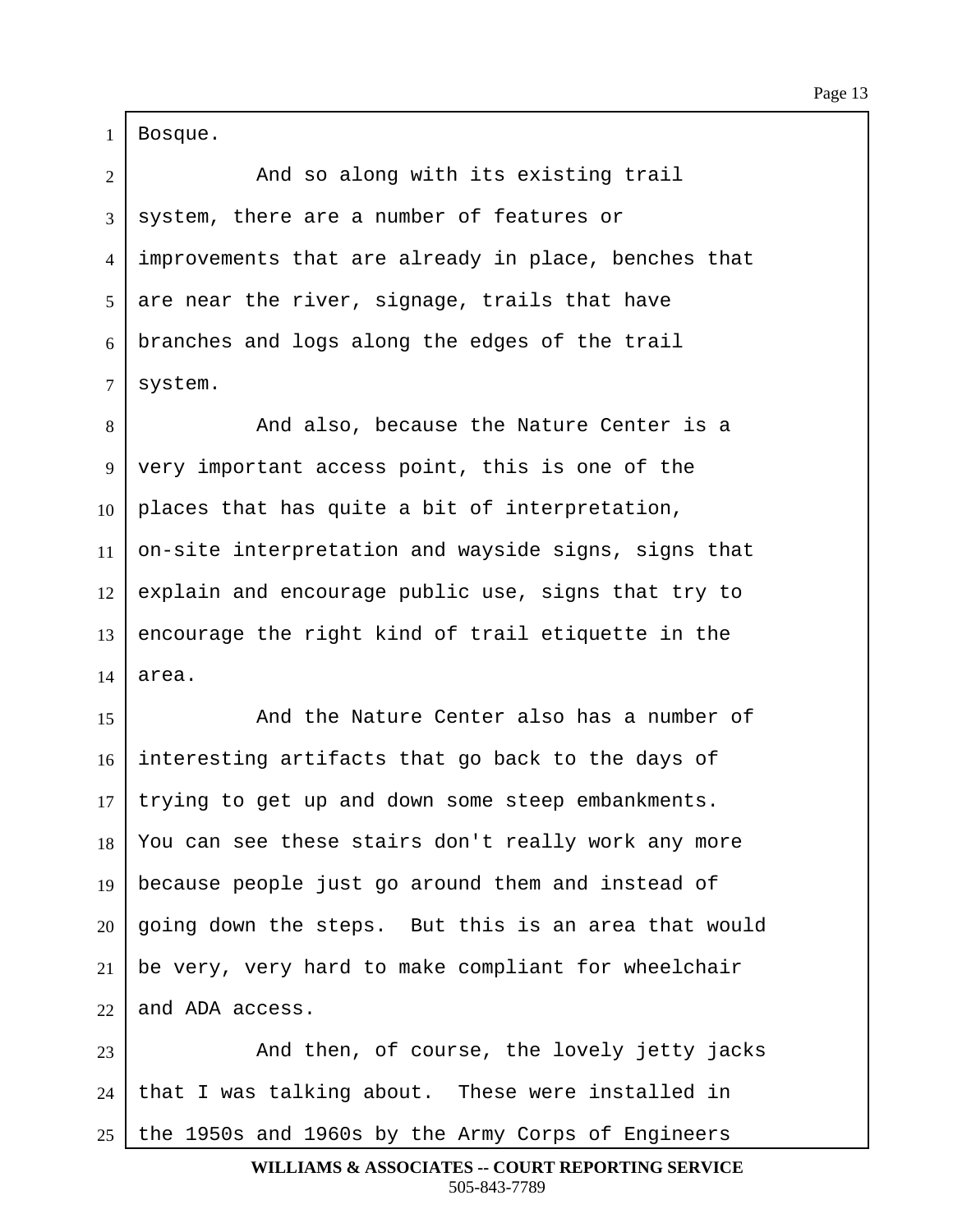Bosque.

And so along with its existing trail system, there are a number of features or improvements that are already in place, benches that are near the river, signage, trails that have branches and logs along the edges of the trail system.

And also, because the Nature Center is a very important access point, this is one of the places that has quite a bit of interpretation, on-site interpretation and wayside signs, signs that explain and encourage public use, signs that try to encourage the right kind of trail etiquette in the area.

And the Nature Center also has a number of interesting artifacts that go back to the days of trying to get up and down some steep embankments. You can see these stairs don't really work any more because people just go around them and instead of going down the steps. But this is an area that would be very, very hard to make compliant for wheelchair and ADA access.

And then, of course, the lovely jetty jacks that I was talking about. These were installed in the 1950s and 1960s by the Army Corps of Engineers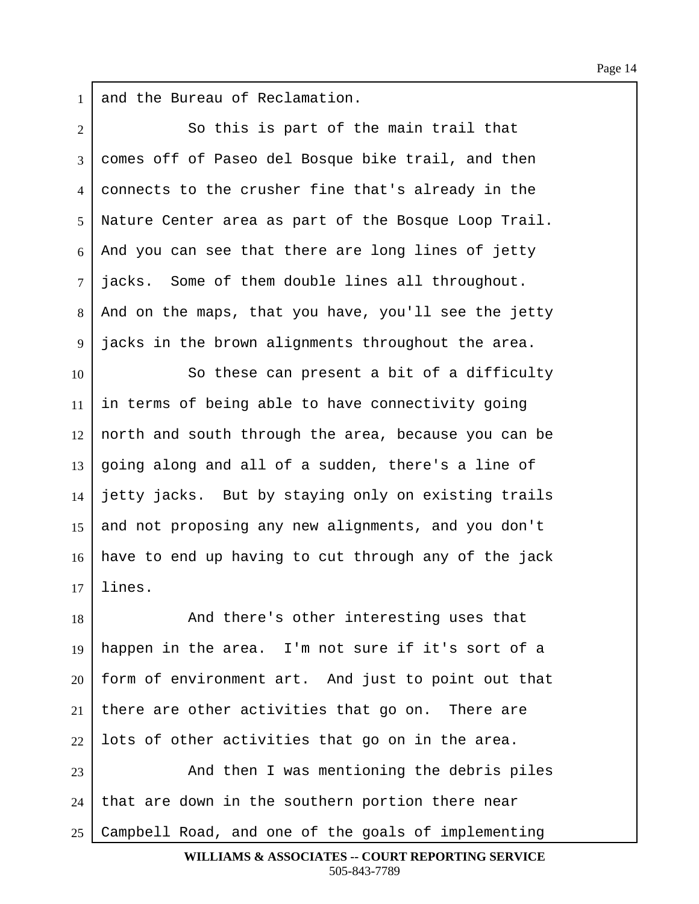and the Bureau of Reclamation.

So this is part of the main trail that comes off of Paseo del Bosque bike trail, and then connects to the crusher fine that's already in the Nature Center area as part of the Bosque Loop Trail. And you can see that there are long lines of jetty jacks. Some of them double lines all throughout. And on the maps, that you have, you'll see the jetty jacks in the brown alignments throughout the area.

So these can present a bit of a difficulty in terms of being able to have connectivity going north and south through the area, because you can be going along and all of a sudden, there's a line of jetty jacks. But by staying only on existing trails and not proposing any new alignments, and you don't have to end up having to cut through any of the jack lines.

And there's other interesting uses that happen in the area. I'm not sure if it's sort of a form of environment art. And just to point out that there are other activities that go on. There are lots of other activities that go on in the area.

And then I was mentioning the debris piles that are down in the southern portion there near Campbell Road, and one of the goals of implementing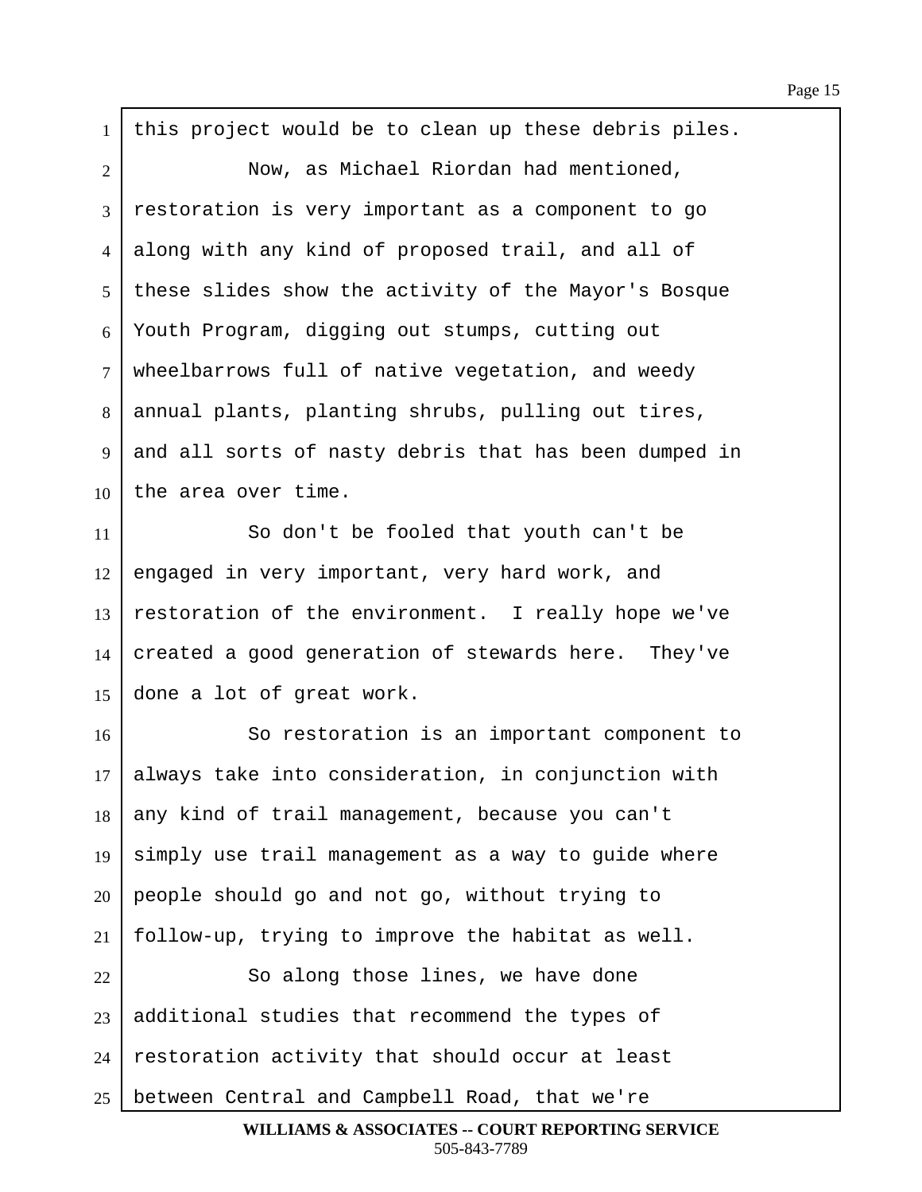this project would be to clean up these debris piles.

Now, as Michael Riordan had mentioned, restoration is very important as a component to go along with any kind of proposed trail, and all of these slides show the activity of the Mayor's Bosque Youth Program, digging out stumps, cutting out wheelbarrows full of native vegetation, and weedy annual plants, planting shrubs, pulling out tires, and all sorts of nasty debris that has been dumped in the area over time.

So don't be fooled that youth can't be engaged in very important, very hard work, and restoration of the environment. I really hope we've created a good generation of stewards here. They've done a lot of great work.

So restoration is an important component to always take into consideration, in conjunction with any kind of trail management, because you can't simply use trail management as a way to guide where people should go and not go, without trying to follow-up, trying to improve the habitat as well.

So along those lines, we have done additional studies that recommend the types of restoration activity that should occur at least between Central and Campbell Road, that we're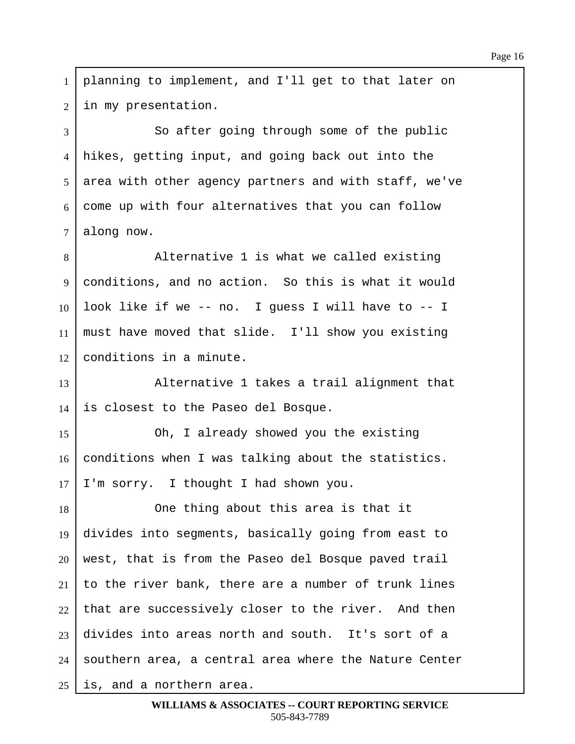planning to implement, and I'll get to that later on in my presentation.

So after going through some of the public hikes, getting input, and going back out into the area with other agency partners and with staff, we've come up with four alternatives that you can follow along now.

Alternative 1 is what we called existing conditions, and no action. So this is what it would look like if we -- no. I guess I will have to -- I must have moved that slide. I'll show you existing conditions in a minute.

Alternative 1 takes a trail alignment that is closest to the Paseo del Bosque.

Oh, I already showed you the existing conditions when I was talking about the statistics. I'm sorry. I thought I had shown you.

One thing about this area is that it divides into segments, basically going from east to west, that is from the Paseo del Bosque paved trail to the river bank, there are a number of trunk lines that are successively closer to the river. And then divides into areas north and south. It's sort of a southern area, a central area where the Nature Center is, and a northern area.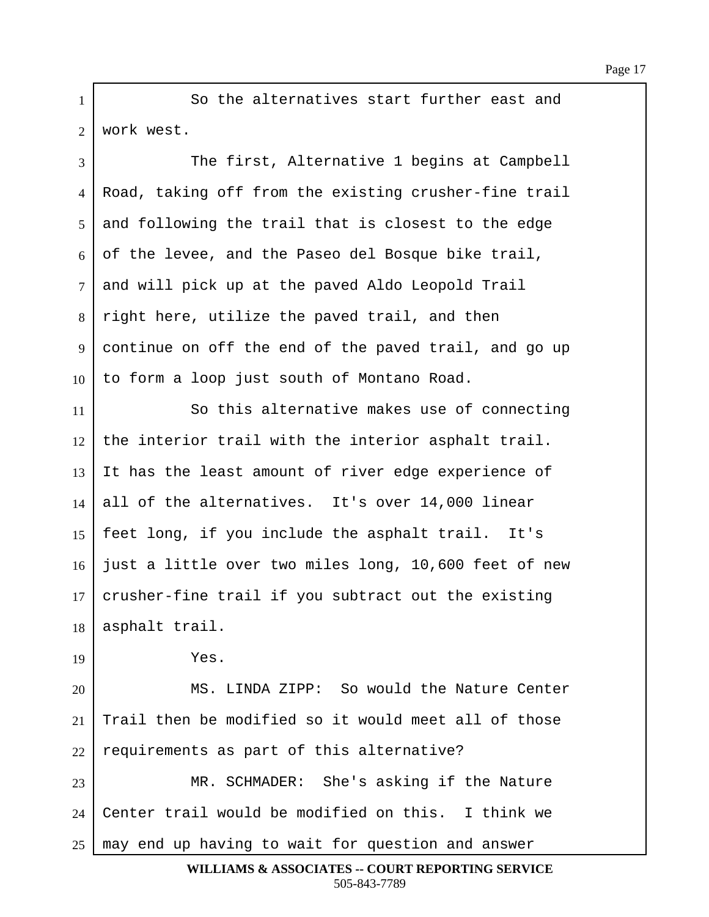So the alternatives start further east and work west.

The first, Alternative 1 begins at Campbell Road, taking off from the existing crusher-fine trail and following the trail that is closest to the edge of the levee, and the Paseo del Bosque bike trail, and will pick up at the paved Aldo Leopold Trail right here, utilize the paved trail, and then continue on off the end of the paved trail, and go up to form a loop just south of Montano Road.

So this alternative makes use of connecting the interior trail with the interior asphalt trail. It has the least amount of river edge experience of all of the alternatives. It's over 14,000 linear feet long, if you include the asphalt trail. It's just a little over two miles long, 10,600 feet of new crusher-fine trail if you subtract out the existing asphalt trail.

Yes.

MS. LINDA ZIPP: So would the Nature Center Trail then be modified so it would meet all of those requirements as part of this alternative?

MR. SCHMADER: She's asking if the Nature Center trail would be modified on this. I think we may end up having to wait for question and answer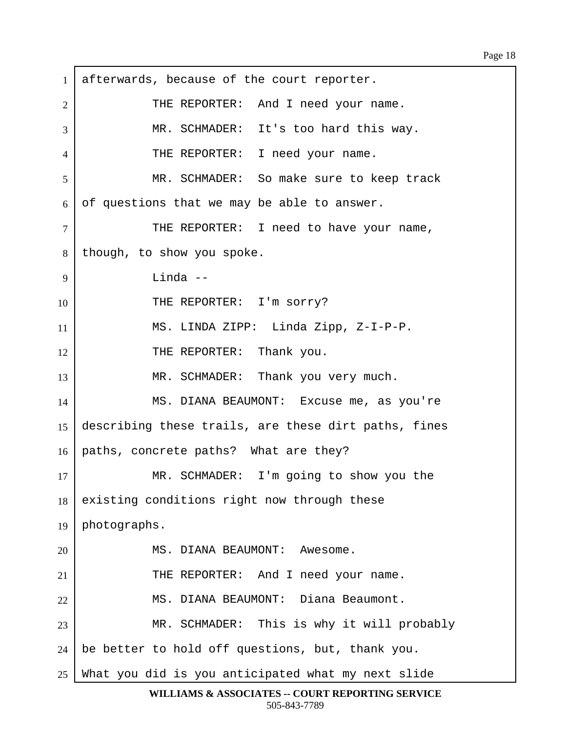afterwards, because of the court reporter.

THE REPORTER: And I need your name.

MR. SCHMADER: It's too hard this way.

THE REPORTER: I need your name.

MR. SCHMADER: So make sure to keep track of questions that we may be able to answer.

THE REPORTER: I need to have your name, though, to show you spoke.

Linda --

THE REPORTER: I'm sorry?

MS. LINDA ZIPP: Linda Zipp, Z-I-P-P.

THE REPORTER: Thank you.

MR. SCHMADER: Thank you very much.

MS. DIANA BEAUMONT: Excuse me, as you're describing these trails, are these dirt paths, fines paths, concrete paths? What are they?

MR. SCHMADER: I'm going to show you the existing conditions right now through these photographs.

MS. DIANA BEAUMONT: Awesome.

THE REPORTER: And I need your name.

MS. DIANA BEAUMONT: Diana Beaumont.

MR. SCHMADER: This is why it will probably be better to hold off questions, but, thank you. What you did is you anticipated what my next slide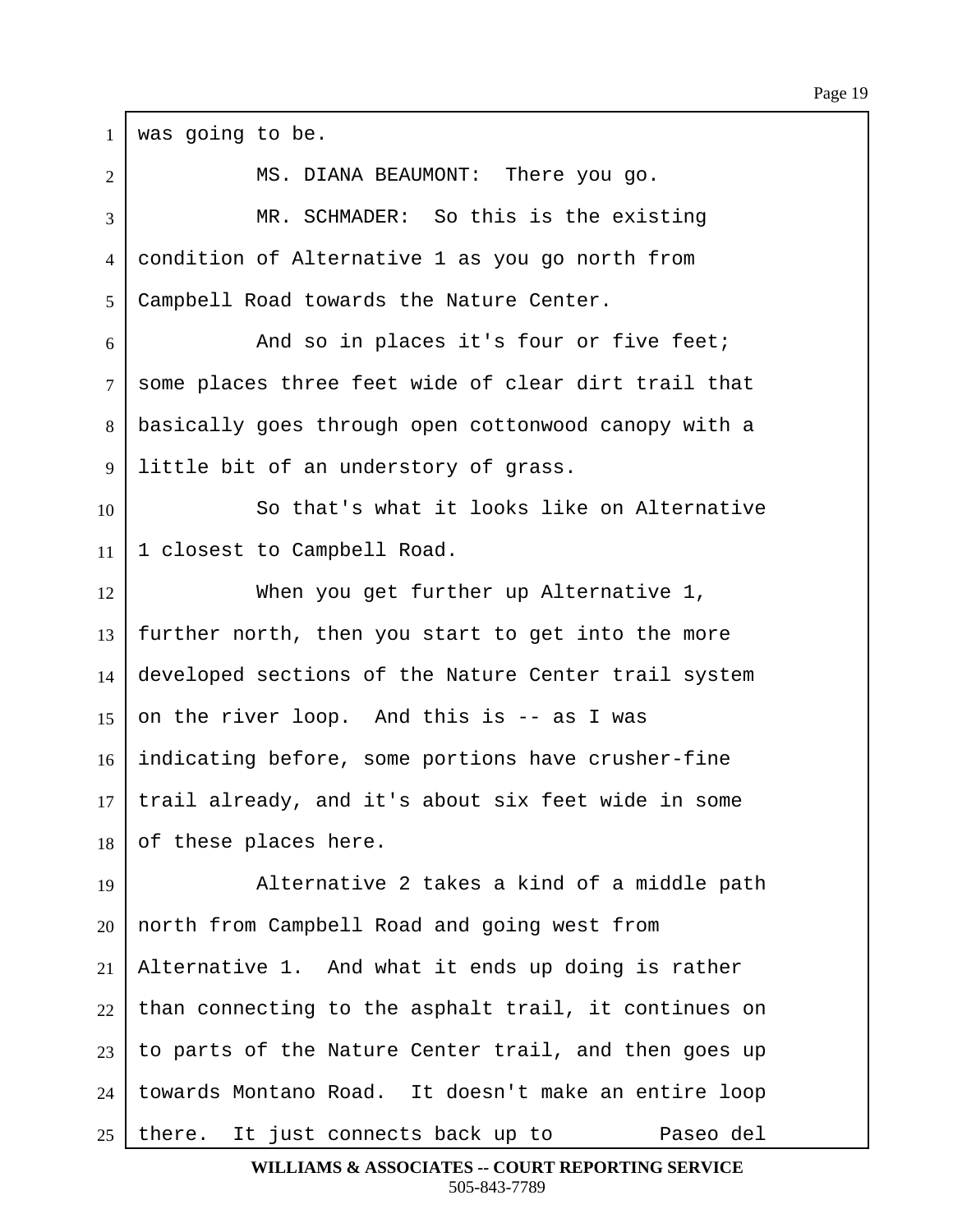was going to be.

MS. DIANA BEAUMONT: There you go.

MR. SCHMADER: So this is the existing condition of Alternative 1 as you go north from Campbell Road towards the Nature Center.

And so in places it's four or five feet; some places three feet wide of clear dirt trail that basically goes through open cottonwood canopy with a little bit of an understory of grass.

So that's what it looks like on Alternative 1 closest to Campbell Road.

When you get further up Alternative 1, further north, then you start to get into the more developed sections of the Nature Center trail system on the river loop. And this is -- as I was indicating before, some portions have crusher-fine trail already, and it's about six feet wide in some of these places here.

Alternative 2 takes a kind of a middle path north from Campbell Road and going west from Alternative 1. And what it ends up doing is rather than connecting to the asphalt trail, it continues on to parts of the Nature Center trail, and then goes up towards Montano Road. It doesn't make an entire loop there. It just connects back up to Paseo del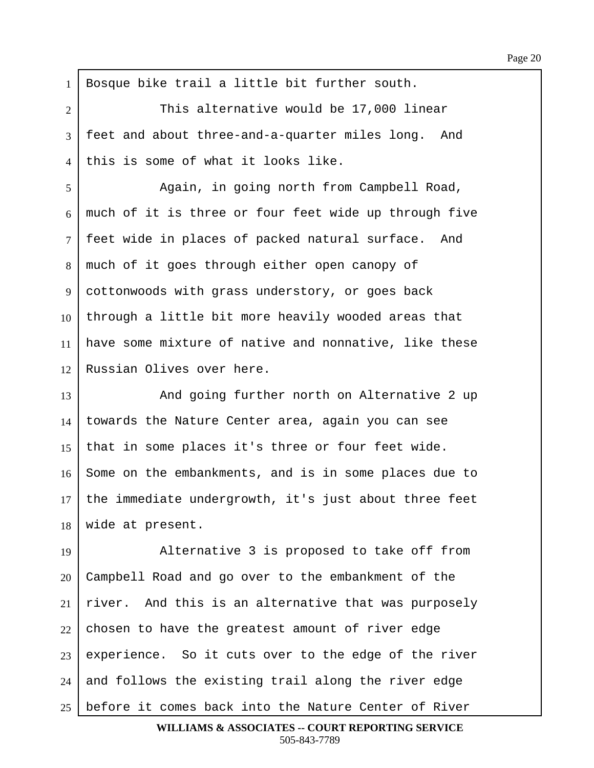Bosque bike trail a little bit further south.

This alternative would be 17,000 linear feet and about three-and-a-quarter miles long. And this is some of what it looks like.

Again, in going north from Campbell Road, much of it is three or four feet wide up through five feet wide in places of packed natural surface. And much of it goes through either open canopy of cottonwoods with grass understory, or goes back through a little bit more heavily wooded areas that have some mixture of native and nonnative, like these Russian Olives over here.

And going further north on Alternative 2 up towards the Nature Center area, again you can see that in some places it's three or four feet wide. Some on the embankments, and is in some places due to the immediate undergrowth, it's just about three feet wide at present.

Alternative 3 is proposed to take off from Campbell Road and go over to the embankment of the river. And this is an alternative that was purposely chosen to have the greatest amount of river edge experience. So it cuts over to the edge of the river and follows the existing trail along the river edge before it comes back into the Nature Center of River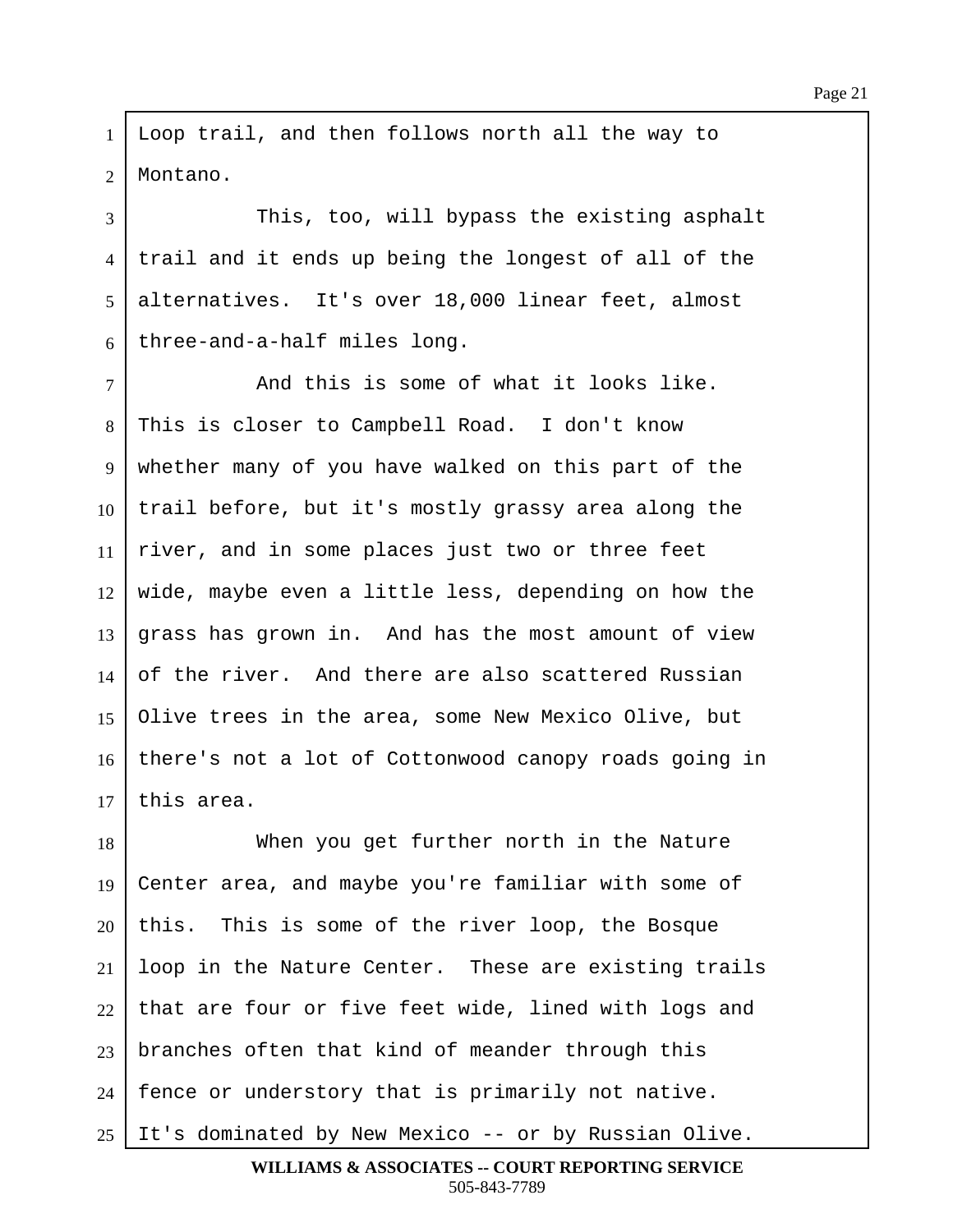Loop trail, and then follows north all the way to Montano.

This, too, will bypass the existing asphalt trail and it ends up being the longest of all of the alternatives. It's over 18,000 linear feet, almost three-and-a-half miles long.

And this is some of what it looks like. This is closer to Campbell Road. I don't know whether many of you have walked on this part of the trail before, but it's mostly grassy area along the river, and in some places just two or three feet wide, maybe even a little less, depending on how the grass has grown in. And has the most amount of view of the river. And there are also scattered Russian Olive trees in the area, some New Mexico Olive, but there's not a lot of Cottonwood canopy roads going in this area.

When you get further north in the Nature Center area, and maybe you're familiar with some of this. This is some of the river loop, the Bosque loop in the Nature Center. These are existing trails that are four or five feet wide, lined with logs and branches often that kind of meander through this fence or understory that is primarily not native. It's dominated by New Mexico -- or by Russian Olive.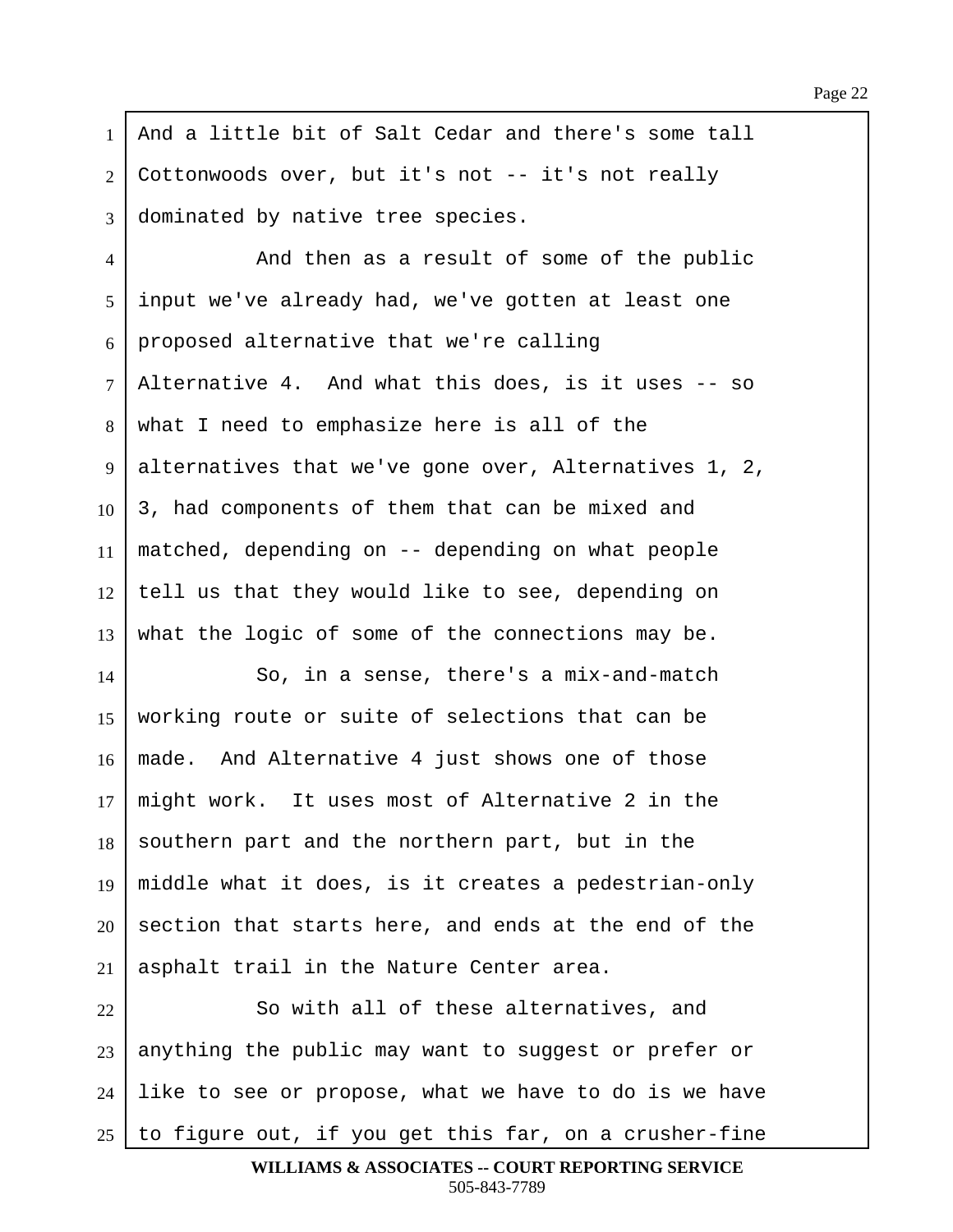And a little bit of Salt Cedar and there's some tall Cottonwoods over, but it's not -- it's not really dominated by native tree species.

And then as a result of some of the public input we've already had, we've gotten at least one proposed alternative that we're calling Alternative 4. And what this does, is it uses -- so what I need to emphasize here is all of the alternatives that we've gone over, Alternatives 1, 2, 3, had components of them that can be mixed and matched, depending on -- depending on what people tell us that they would like to see, depending on what the logic of some of the connections may be.

So, in a sense, there's a mix-and-match working route or suite of selections that can be made. And Alternative 4 just shows one of those might work. It uses most of Alternative 2 in the southern part and the northern part, but in the middle what it does, is it creates a pedestrian-only section that starts here, and ends at the end of the asphalt trail in the Nature Center area.

So with all of these alternatives, and anything the public may want to suggest or prefer or like to see or propose, what we have to do is we have to figure out, if you get this far, on a crusher-fine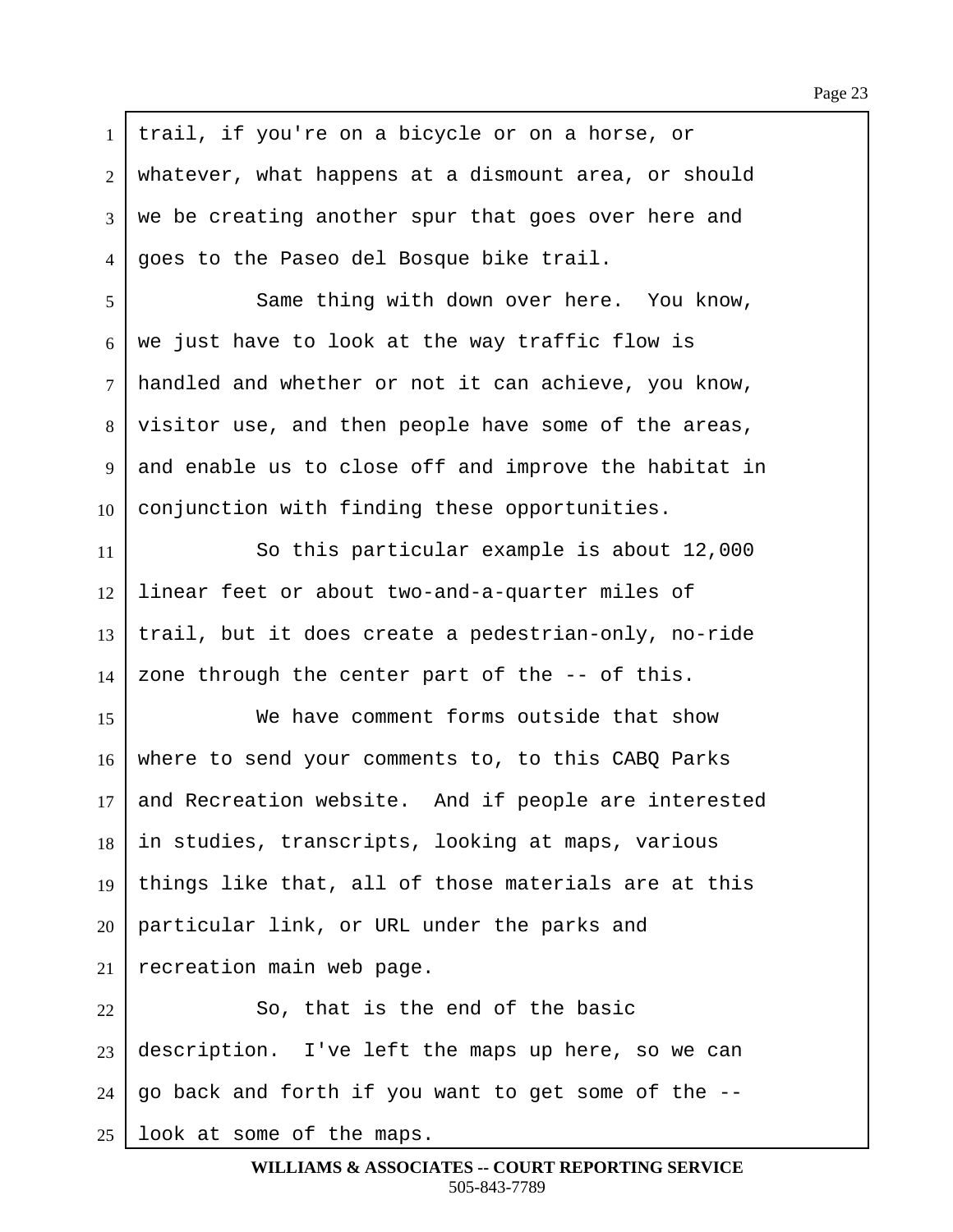trail, if you're on a bicycle or on a horse, or whatever, what happens at a dismount area, or should we be creating another spur that goes over here and goes to the Paseo del Bosque bike trail.

Same thing with down over here. You know, we just have to look at the way traffic flow is handled and whether or not it can achieve, you know, visitor use, and then people have some of the areas, and enable us to close off and improve the habitat in conjunction with finding these opportunities.

So this particular example is about 12,000 linear feet or about two-and-a-quarter miles of trail, but it does create a pedestrian-only, no-ride zone through the center part of the -- of this.

We have comment forms outside that show where to send your comments to, to this CABQ Parks and Recreation website. And if people are interested in studies, transcripts, looking at maps, various things like that, all of those materials are at this particular link, or URL under the parks and recreation main web page.

So, that is the end of the basic description. I've left the maps up here, so we can go back and forth if you want to get some of the -- look at some of the maps.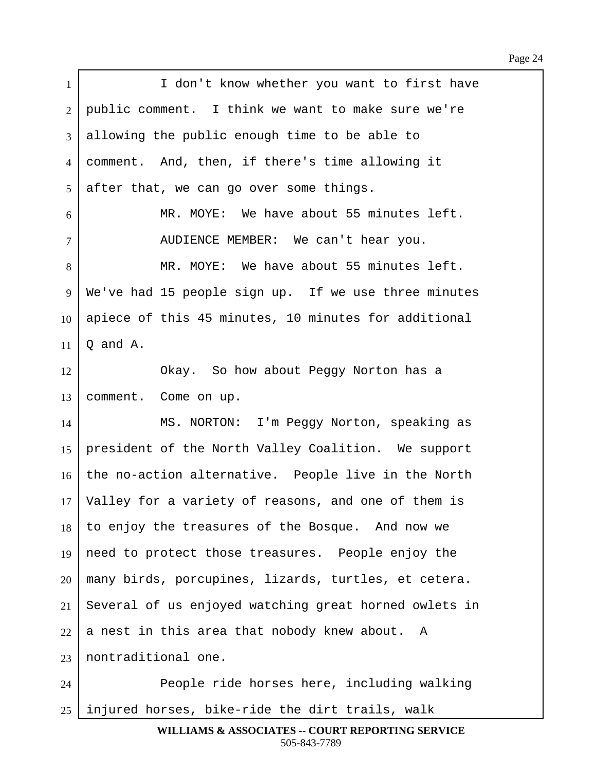I don't know whether you want to first have public comment. I think we want to make sure we're allowing the public enough time to be able to comment. And, then, if there's time allowing it after that, we can go over some things.

MR. MOYE: We have about 55 minutes left.

AUDIENCE MEMBER: We can't hear you.

MR. MOYE: We have about 55 minutes left. We've had 15 people sign up. If we use three minutes apiece of this 45 minutes, 10 minutes for additional Q and A.

Okay. So how about Peggy Norton has a comment. Come on up.

MS. NORTON: I'm Peggy Norton, speaking as president of the North Valley Coalition. We support the no-action alternative. People live in the North Valley for a variety of reasons, and one of them is to enjoy the treasures of the Bosque. And now we need to protect those treasures. People enjoy the many birds, porcupines, lizards, turtles, et cetera. Several of us enjoyed watching great horned owlets in a nest in this area that nobody knew about. A nontraditional one.

People ride horses here, including walking injured horses, bike-ride the dirt trails, walk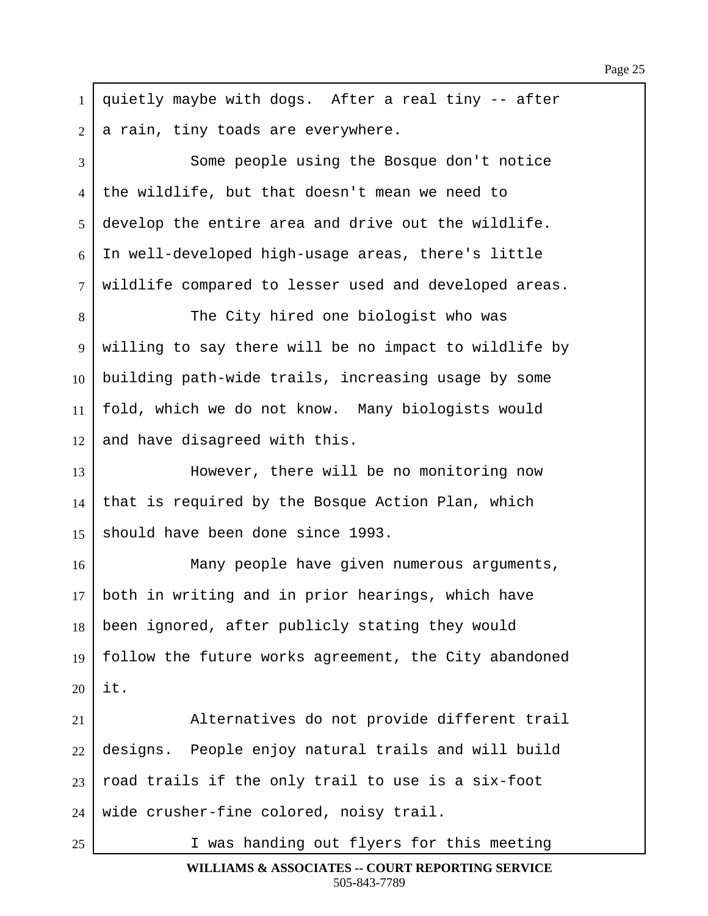quietly maybe with dogs. After a real tiny -- after a rain, tiny toads are everywhere.

Some people using the Bosque don't notice the wildlife, but that doesn't mean we need to develop the entire area and drive out the wildlife. In well-developed high-usage areas, there's little wildlife compared to lesser used and developed areas.

The City hired one biologist who was willing to say there will be no impact to wildlife by building path-wide trails, increasing usage by some fold, which we do not know. Many biologists would and have disagreed with this.

However, there will be no monitoring now that is required by the Bosque Action Plan, which should have been done since 1993.

Many people have given numerous arguments, both in writing and in prior hearings, which have been ignored, after publicly stating they would follow the future works agreement, the City abandoned it.

Alternatives do not provide different trail designs. People enjoy natural trails and will build road trails if the only trail to use is a six-foot wide crusher-fine colored, noisy trail.

I was handing out flyers for this meeting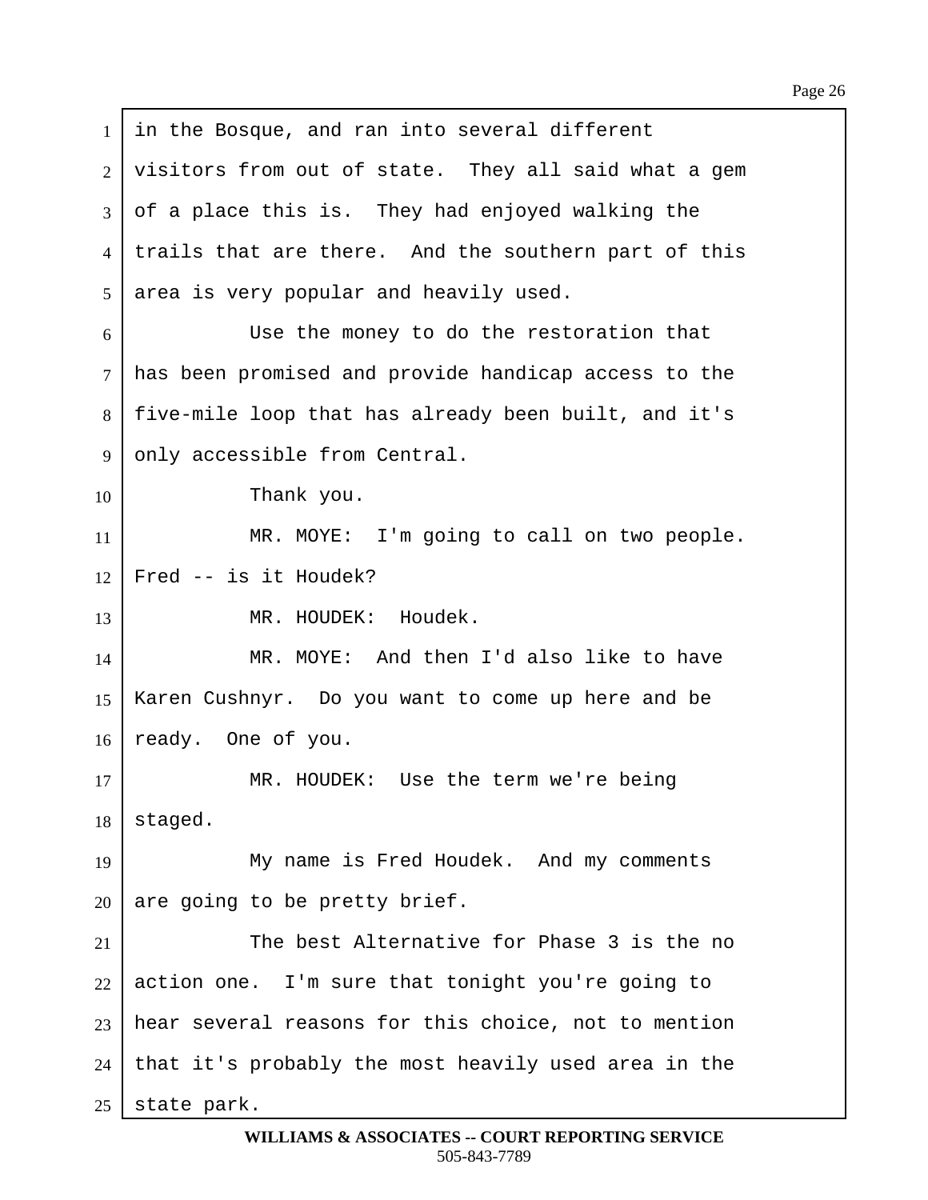in the Bosque, and ran into several different visitors from out of state. They all said what a gem of a place this is. They had enjoyed walking the trails that are there. And the southern part of this area is very popular and heavily used.

Use the money to do the restoration that has been promised and provide handicap access to the five-mile loop that has already been built, and it's only accessible from Central.

Thank you.

MR. MOYE: I'm going to call on two people. Fred -- is it Houdek?

MR. HOUDEK: Houdek.

MR. MOYE: And then I'd also like to have Karen Cushnyr. Do you want to come up here and be ready. One of you.

MR. HOUDEK: Use the term we're being staged.

My name is Fred Houdek. And my comments are going to be pretty brief.

The best Alternative for Phase 3 is the no action one. I'm sure that tonight you're going to hear several reasons for this choice, not to mention that it's probably the most heavily used area in the state park.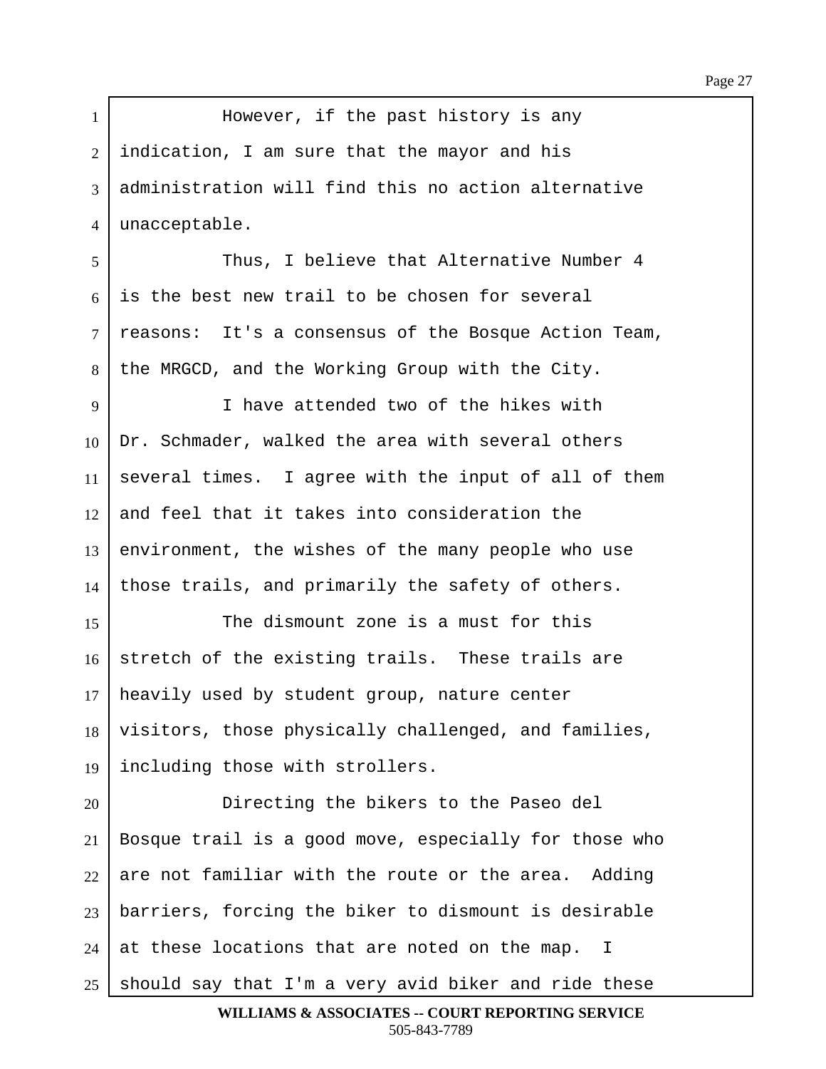However, if the past history is any indication, I am sure that the mayor and his administration will find this no action alternative unacceptable.

Thus, I believe that Alternative Number 4 is the best new trail to be chosen for several reasons: It's a consensus of the Bosque Action Team, the MRGCD, and the Working Group with the City.

I have attended two of the hikes with Dr. Schmader, walked the area with several others several times. I agree with the input of all of them and feel that it takes into consideration the environment, the wishes of the many people who use those trails, and primarily the safety of others.

The dismount zone is a must for this stretch of the existing trails. These trails are heavily used by student group, nature center visitors, those physically challenged, and families, including those with strollers.

Directing the bikers to the Paseo del Bosque trail is a good move, especially for those who are not familiar with the route or the area. Adding barriers, forcing the biker to dismount is desirable at these locations that are noted on the map. I should say that I'm a very avid biker and ride these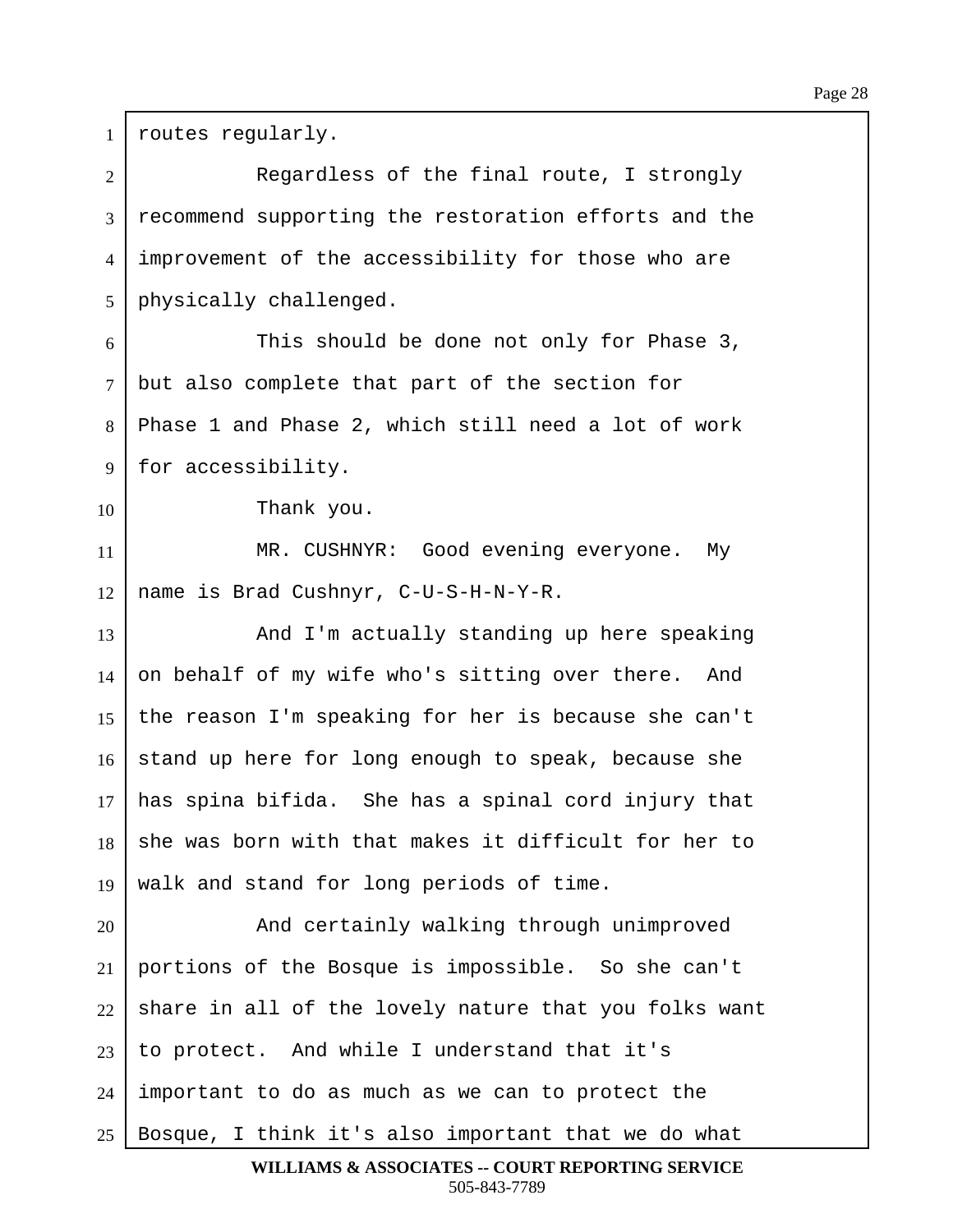routes regularly.

Regardless of the final route, I strongly recommend supporting the restoration efforts and the improvement of the accessibility for those who are physically challenged.

This should be done not only for Phase 3, but also complete that part of the section for Phase 1 and Phase 2, which still need a lot of work for accessibility.

Thank you.

MR. CUSHNYR: Good evening everyone. My name is Brad Cushnyr, C-U-S-H-N-Y-R.

And I'm actually standing up here speaking on behalf of my wife who's sitting over there. And the reason I'm speaking for her is because she can't stand up here for long enough to speak, because she has spina bifida. She has a spinal cord injury that she was born with that makes it difficult for her to walk and stand for long periods of time.

And certainly walking through unimproved portions of the Bosque is impossible. So she can't share in all of the lovely nature that you folks want to protect. And while I understand that it's important to do as much as we can to protect the Bosque, I think it's also important that we do what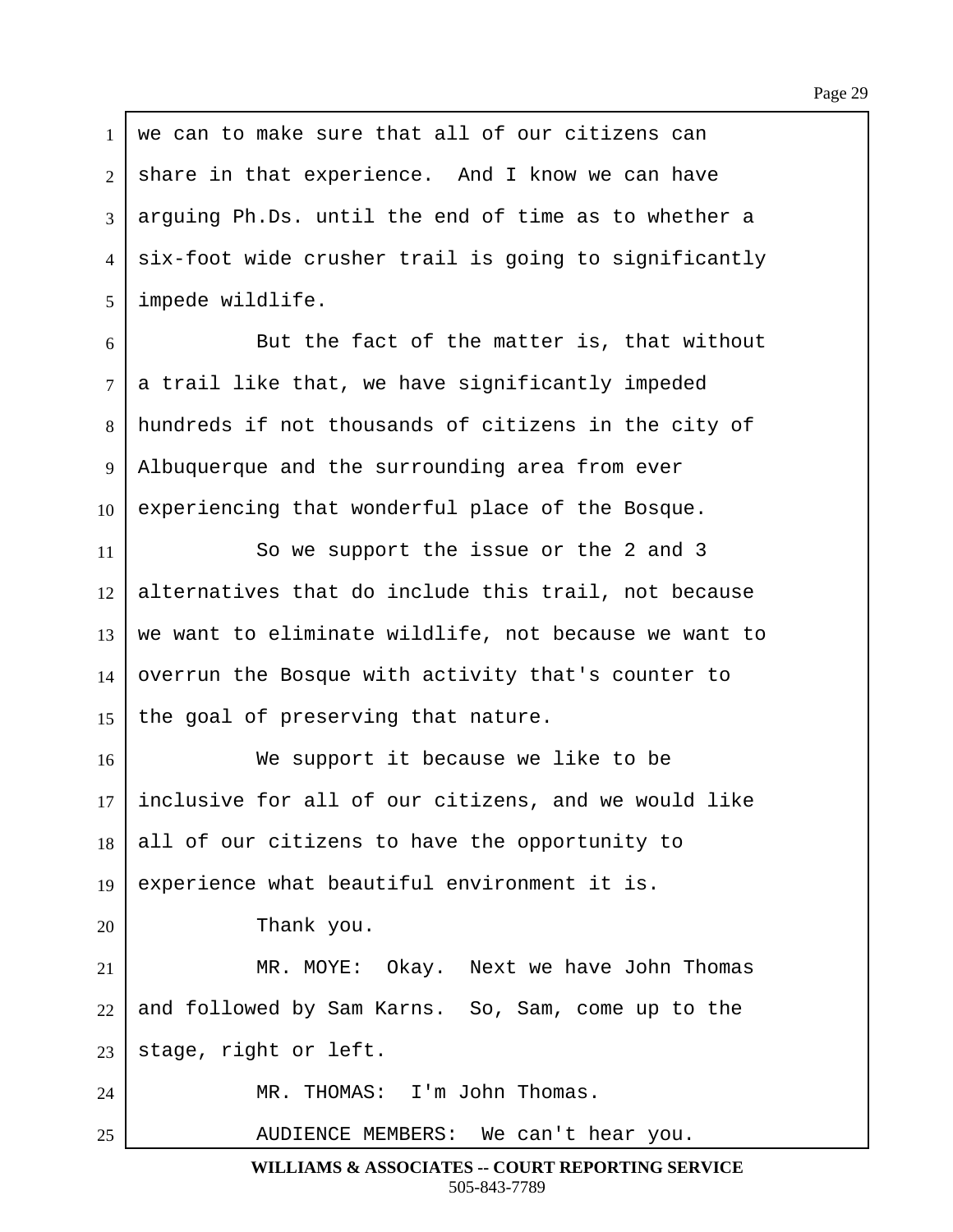we can to make sure that all of our citizens can share in that experience. And I know we can have arguing Ph.Ds. until the end of time as to whether a six-foot wide crusher trail is going to significantly impede wildlife.

But the fact of the matter is, that without a trail like that, we have significantly impeded hundreds if not thousands of citizens in the city of Albuquerque and the surrounding area from ever experiencing that wonderful place of the Bosque.

So we support the issue or the 2 and 3 alternatives that do include this trail, not because we want to eliminate wildlife, not because we want to overrun the Bosque with activity that's counter to the goal of preserving that nature.

We support it because we like to be inclusive for all of our citizens, and we would like all of our citizens to have the opportunity to experience what beautiful environment it is.

Thank you.

MR. MOYE: Okay. Next we have John Thomas and followed by Sam Karns. So, Sam, come up to the stage, right or left.

MR. THOMAS: I'm John Thomas.

AUDIENCE MEMBERS: We can't hear you.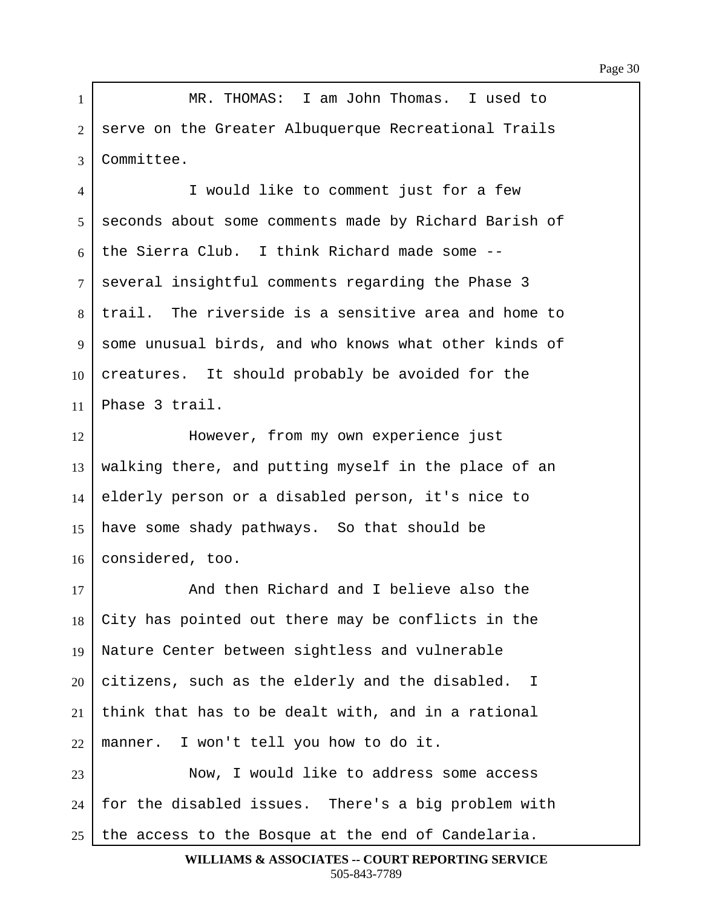MR. THOMAS: I am John Thomas. I used to serve on the Greater Albuquerque Recreational Trails Committee.

I would like to comment just for a few seconds about some comments made by Richard Barish of the Sierra Club. I think Richard made some -- several insightful comments regarding the Phase 3 trail. The riverside is a sensitive area and home to some unusual birds, and who knows what other kinds of creatures. It should probably be avoided for the Phase 3 trail.

However, from my own experience just walking there, and putting myself in the place of an elderly person or a disabled person, it's nice to have some shady pathways. So that should be considered, too.

And then Richard and I believe also the City has pointed out there may be conflicts in the Nature Center between sightless and vulnerable citizens, such as the elderly and the disabled. I think that has to be dealt with, and in a rational manner. I won't tell you how to do it.

Now, I would like to address some access for the disabled issues. There's a big problem with the access to the Bosque at the end of Candelaria.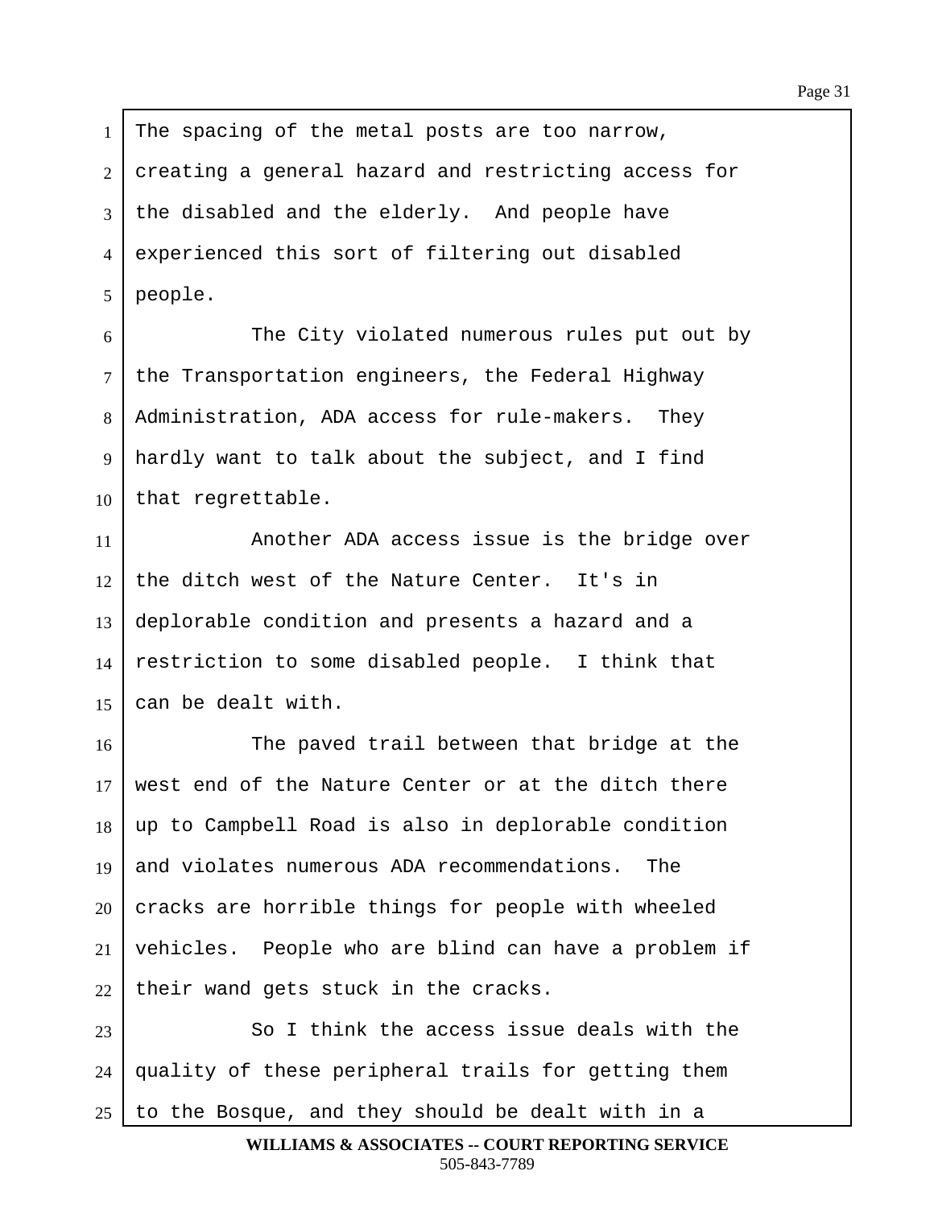The spacing of the metal posts are too narrow, creating a general hazard and restricting access for the disabled and the elderly. And people have experienced this sort of filtering out disabled people.

The City violated numerous rules put out by the Transportation engineers, the Federal Highway Administration, ADA access for rule-makers. They hardly want to talk about the subject, and I find that regrettable.

Another ADA access issue is the bridge over the ditch west of the Nature Center. It's in deplorable condition and presents a hazard and a restriction to some disabled people. I think that can be dealt with.

The paved trail between that bridge at the west end of the Nature Center or at the ditch there up to Campbell Road is also in deplorable condition and violates numerous ADA recommendations. The cracks are horrible things for people with wheeled vehicles. People who are blind can have a problem if their wand gets stuck in the cracks.

So I think the access issue deals with the quality of these peripheral trails for getting them to the Bosque, and they should be dealt with in a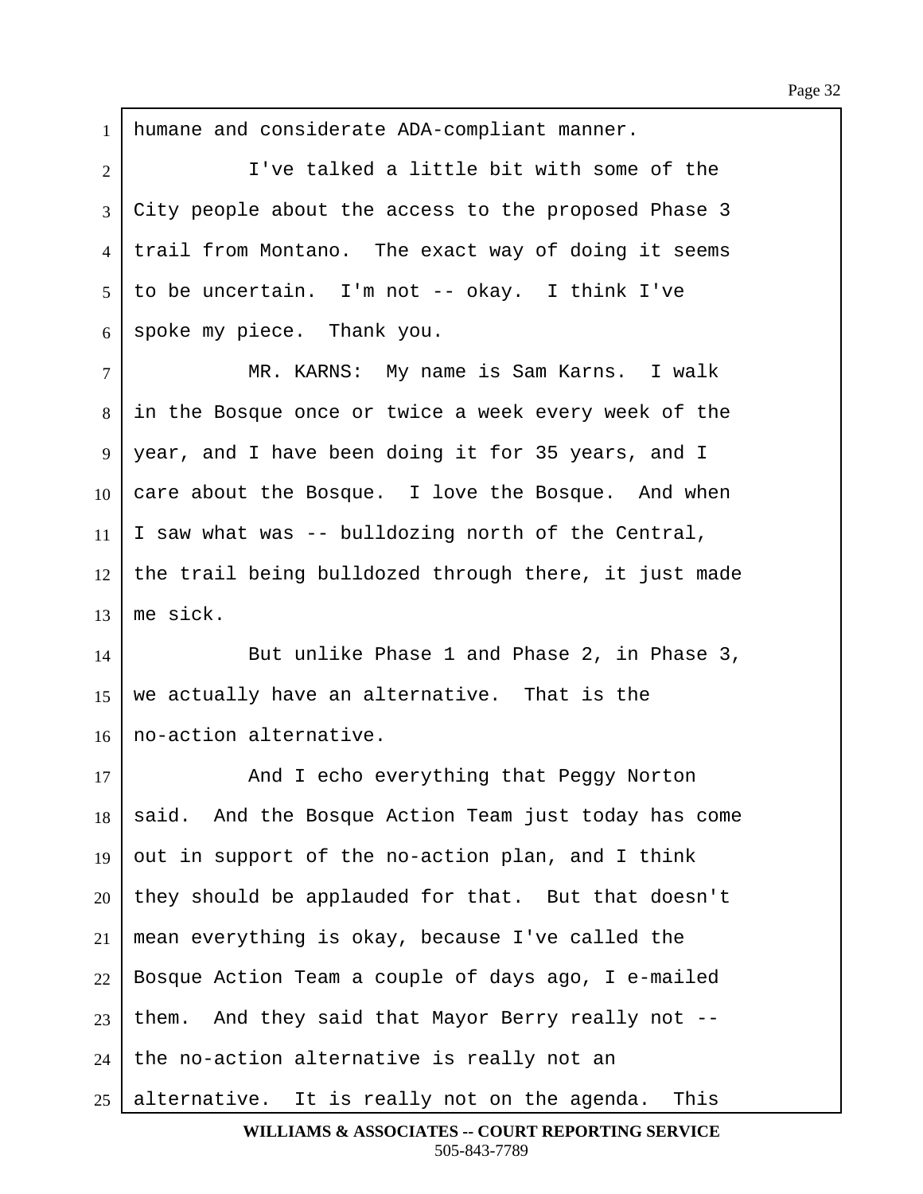humane and considerate ADA-compliant manner.

I've talked a little bit with some of the City people about the access to the proposed Phase 3 trail from Montano. The exact way of doing it seems to be uncertain. I'm not -- okay. I think I've spoke my piece. Thank you.

MR. KARNS: My name is Sam Karns. I walk in the Bosque once or twice a week every week of the year, and I have been doing it for 35 years, and I care about the Bosque. I love the Bosque. And when I saw what was -- bulldozing north of the Central, the trail being bulldozed through there, it just made me sick.

But unlike Phase 1 and Phase 2, in Phase 3, we actually have an alternative. That is the no-action alternative.

And I echo everything that Peggy Norton said. And the Bosque Action Team just today has come out in support of the no-action plan, and I think they should be applauded for that. But that doesn't mean everything is okay, because I've called the Bosque Action Team a couple of days ago, I e-mailed them. And they said that Mayor Berry really not -- the no-action alternative is really not an alternative. It is really not on the agenda. This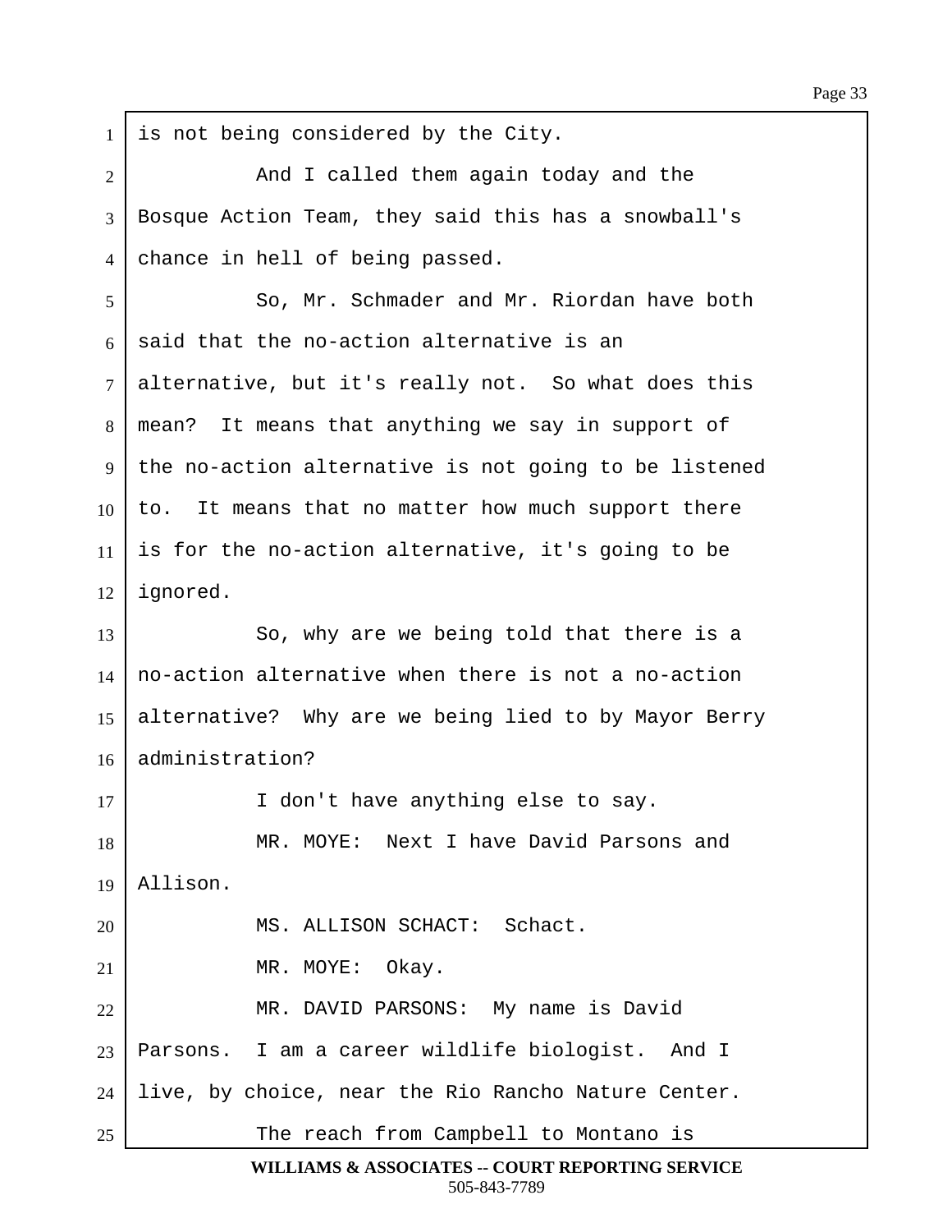is not being considered by the City.

And I called them again today and the Bosque Action Team, they said this has a snowball's chance in hell of being passed.

So, Mr. Schmader and Mr. Riordan have both said that the no-action alternative is an alternative, but it's really not. So what does this mean? It means that anything we say in support of the no-action alternative is not going to be listened to. It means that no matter how much support there is for the no-action alternative, it's going to be ignored.

So, why are we being told that there is a no-action alternative when there is not a no-action alternative? Why are we being lied to by Mayor Berry administration?

I don't have anything else to say.

MR. MOYE: Next I have David Parsons and Allison.

MS. ALLISON SCHACT: Schact.

MR. MOYE: Okay.

MR. DAVID PARSONS: My name is David Parsons. I am a career wildlife biologist. And I live, by choice, near the Rio Rancho Nature Center.

The reach from Campbell to Montano is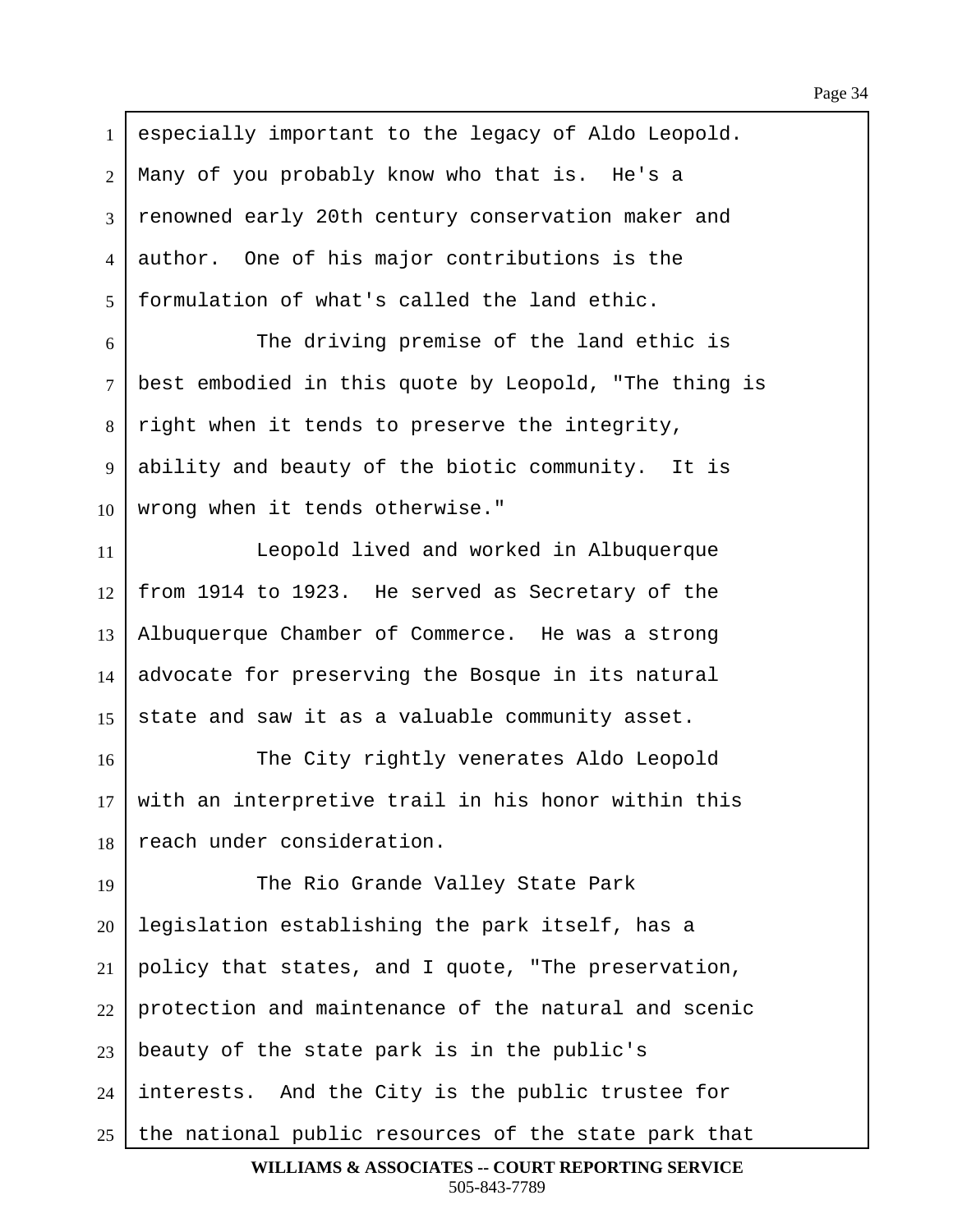especially important to the legacy of Aldo Leopold. Many of you probably know who that is. He's a renowned early 20th century conservation maker and author. One of his major contributions is the formulation of what's called the land ethic.

The driving premise of the land ethic is best embodied in this quote by Leopold, "The thing is right when it tends to preserve the integrity, ability and beauty of the biotic community. It is wrong when it tends otherwise."

Leopold lived and worked in Albuquerque from 1914 to 1923. He served as Secretary of the Albuquerque Chamber of Commerce. He was a strong advocate for preserving the Bosque in its natural state and saw it as a valuable community asset.

The City rightly venerates Aldo Leopold with an interpretive trail in his honor within this reach under consideration.

The Rio Grande Valley State Park legislation establishing the park itself, has a policy that states, and I quote, "The preservation, protection and maintenance of the natural and scenic beauty of the state park is in the public's interests. And the City is the public trustee for the national public resources of the state park that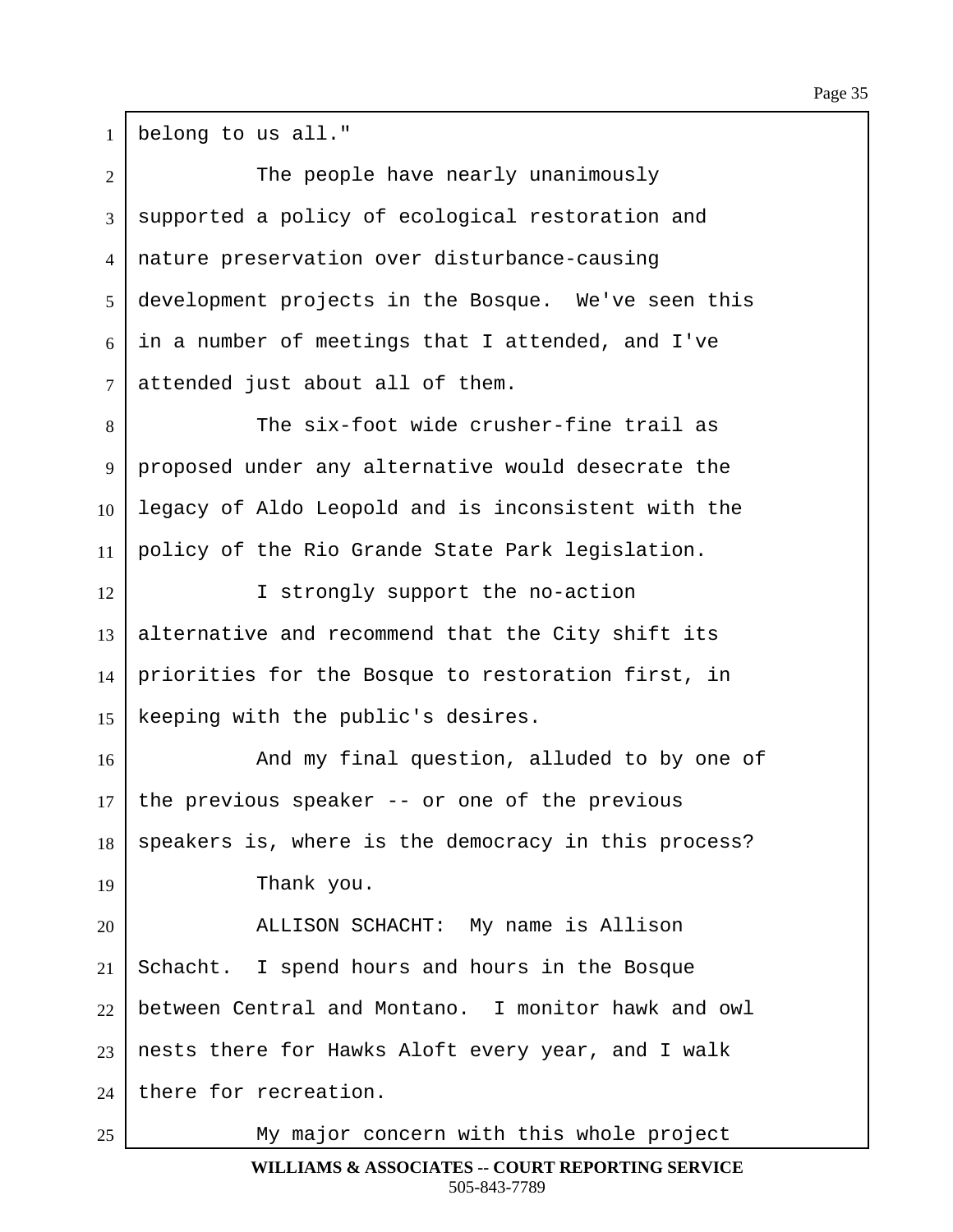belong to us all."

The people have nearly unanimously supported a policy of ecological restoration and nature preservation over disturbance-causing development projects in the Bosque. We've seen this in a number of meetings that I attended, and I've attended just about all of them.

The six-foot wide crusher-fine trail as proposed under any alternative would desecrate the legacy of Aldo Leopold and is inconsistent with the policy of the Rio Grande State Park legislation.

I strongly support the no-action alternative and recommend that the City shift its priorities for the Bosque to restoration first, in keeping with the public's desires.

And my final question, alluded to by one of the previous speaker -- or one of the previous speakers is, where is the democracy in this process?

Thank you.

ALLISON SCHACHT: My name is Allison Schacht. I spend hours and hours in the Bosque between Central and Montano. I monitor hawk and owl nests there for Hawks Aloft every year, and I walk there for recreation.

My major concern with this whole project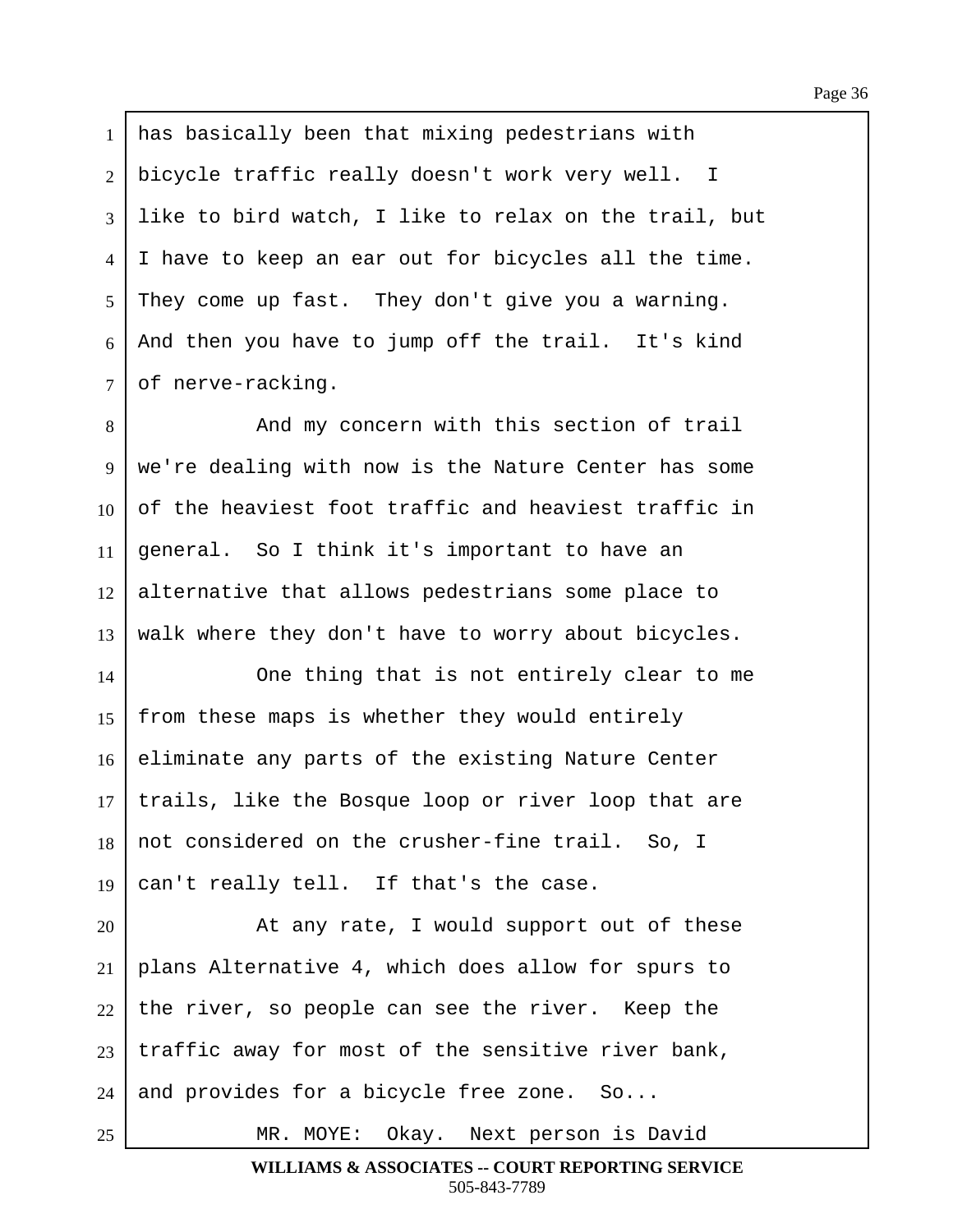has basically been that mixing pedestrians with bicycle traffic really doesn't work very well. I like to bird watch, I like to relax on the trail, but I have to keep an ear out for bicycles all the time. They come up fast. They don't give you a warning. And then you have to jump off the trail. It's kind of nerve-racking.

And my concern with this section of trail we're dealing with now is the Nature Center has some of the heaviest foot traffic and heaviest traffic in general. So I think it's important to have an alternative that allows pedestrians some place to walk where they don't have to worry about bicycles.

One thing that is not entirely clear to me from these maps is whether they would entirely eliminate any parts of the existing Nature Center trails, like the Bosque loop or river loop that are not considered on the crusher-fine trail. So, I can't really tell. If that's the case.

At any rate, I would support out of these plans Alternative 4, which does allow for spurs to the river, so people can see the river. Keep the traffic away for most of the sensitive river bank, and provides for a bicycle free zone. So...

MR. MOYE: Okay. Next person is David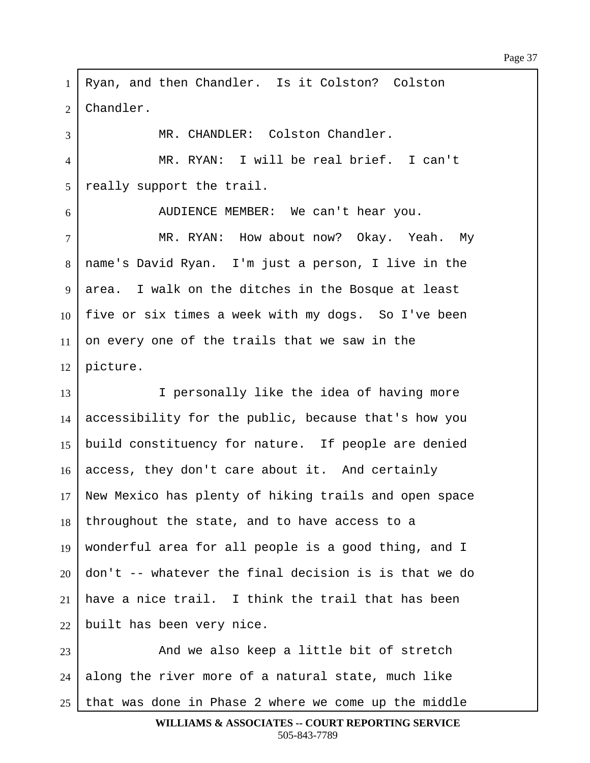Ryan, and then Chandler. Is it Colston? Colston Chandler.

MR. CHANDLER: Colston Chandler.

MR. RYAN: I will be real brief. I can't really support the trail.

AUDIENCE MEMBER: We can't hear you.

MR. RYAN: How about now? Okay. Yeah. My name's David Ryan. I'm just a person, I live in the area. I walk on the ditches in the Bosque at least five or six times a week with my dogs. So I've been on every one of the trails that we saw in the picture.

I personally like the idea of having more accessibility for the public, because that's how you build constituency for nature. If people are denied access, they don't care about it. And certainly New Mexico has plenty of hiking trails and open space throughout the state, and to have access to a wonderful area for all people is a good thing, and I don't -- whatever the final decision is is that we do have a nice trail. I think the trail that has been built has been very nice.

And we also keep a little bit of stretch along the river more of a natural state, much like that was done in Phase 2 where we come up the middle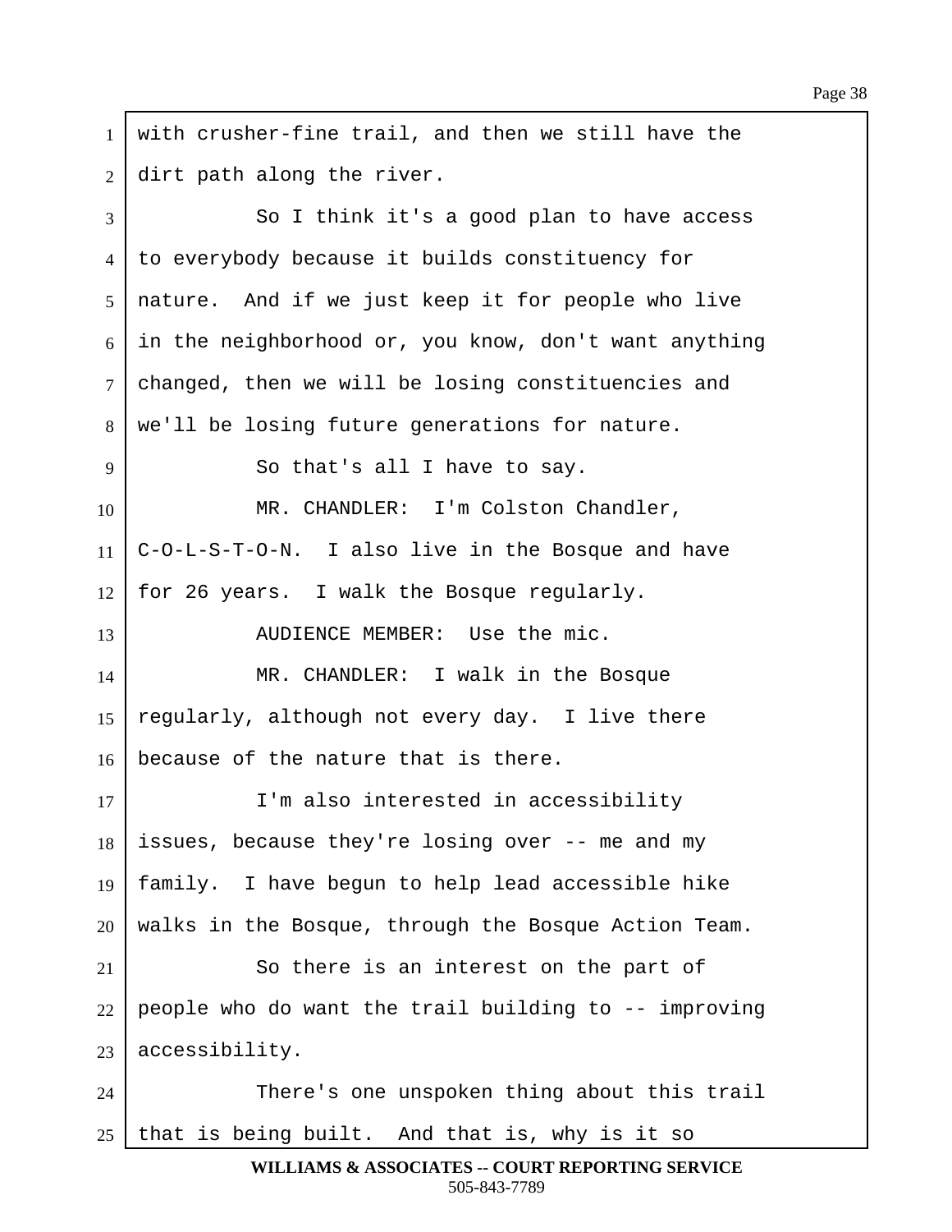with crusher-fine trail, and then we still have the dirt path along the river.

So I think it's a good plan to have access to everybody because it builds constituency for nature. And if we just keep it for people who live in the neighborhood or, you know, don't want anything changed, then we will be losing constituencies and we'll be losing future generations for nature.

So that's all I have to say.

MR. CHANDLER: I'm Colston Chandler, C-O-L-S-T-O-N. I also live in the Bosque and have for 26 years. I walk the Bosque regularly.

AUDIENCE MEMBER: Use the mic.

MR. CHANDLER: I walk in the Bosque regularly, although not every day. I live there because of the nature that is there.

I'm also interested in accessibility issues, because they're losing over -- me and my family. I have begun to help lead accessible hike walks in the Bosque, through the Bosque Action Team.

So there is an interest on the part of people who do want the trail building to -- improving accessibility.

There's one unspoken thing about this trail that is being built. And that is, why is it so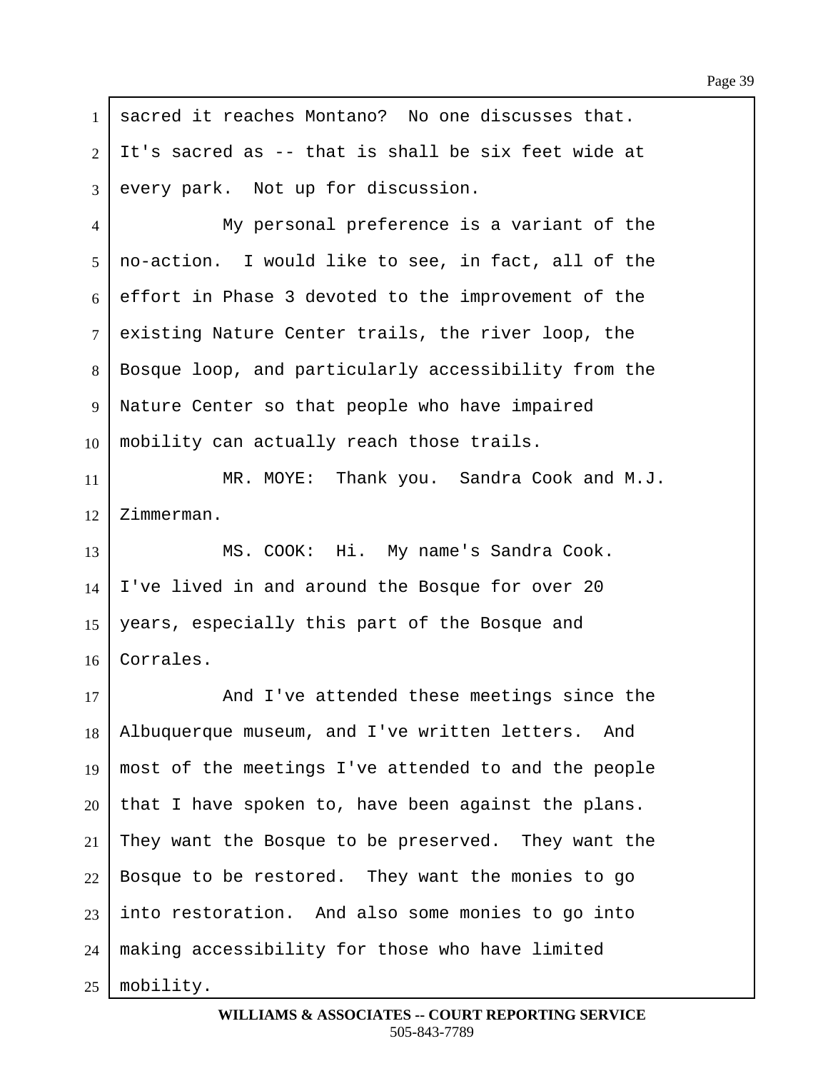sacred it reaches Montano? No one discusses that. It's sacred as -- that is shall be six feet wide at every park. Not up for discussion.

My personal preference is a variant of the no-action. I would like to see, in fact, all of the effort in Phase 3 devoted to the improvement of the existing Nature Center trails, the river loop, the Bosque loop, and particularly accessibility from the Nature Center so that people who have impaired mobility can actually reach those trails.

MR. MOYE: Thank you. Sandra Cook and M.J. Zimmerman.

MS. COOK: Hi. My name's Sandra Cook. I've lived in and around the Bosque for over 20 years, especially this part of the Bosque and Corrales.

And I've attended these meetings since the Albuquerque museum, and I've written letters. And most of the meetings I've attended to and the people that I have spoken to, have been against the plans. They want the Bosque to be preserved. They want the Bosque to be restored. They want the monies to go into restoration. And also some monies to go into making accessibility for those who have limited mobility.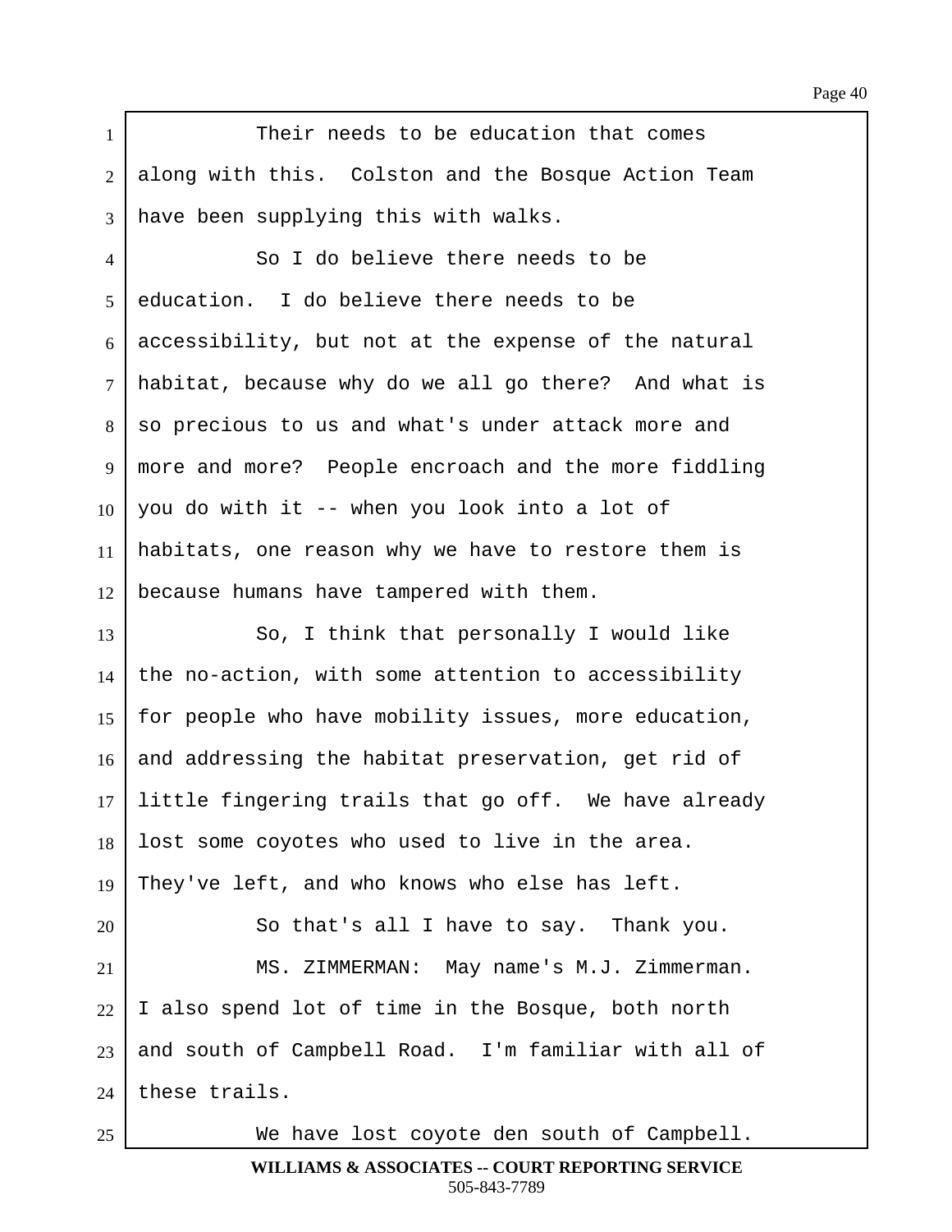Their needs to be education that comes along with this. Colston and the Bosque Action Team have been supplying this with walks.

So I do believe there needs to be education. I do believe there needs to be accessibility, but not at the expense of the natural habitat, because why do we all go there? And what is so precious to us and what's under attack more and more and more? People encroach and the more fiddling you do with it -- when you look into a lot of habitats, one reason why we have to restore them is because humans have tampered with them.

So, I think that personally I would like the no-action, with some attention to accessibility for people who have mobility issues, more education, and addressing the habitat preservation, get rid of little fingering trails that go off. We have already lost some coyotes who used to live in the area. They've left, and who knows who else has left.

So that's all I have to say. Thank you.

MS. ZIMMERMAN: May name's M.J. Zimmerman. I also spend lot of time in the Bosque, both north and south of Campbell Road. I'm familiar with all of these trails.

We have lost coyote den south of Campbell.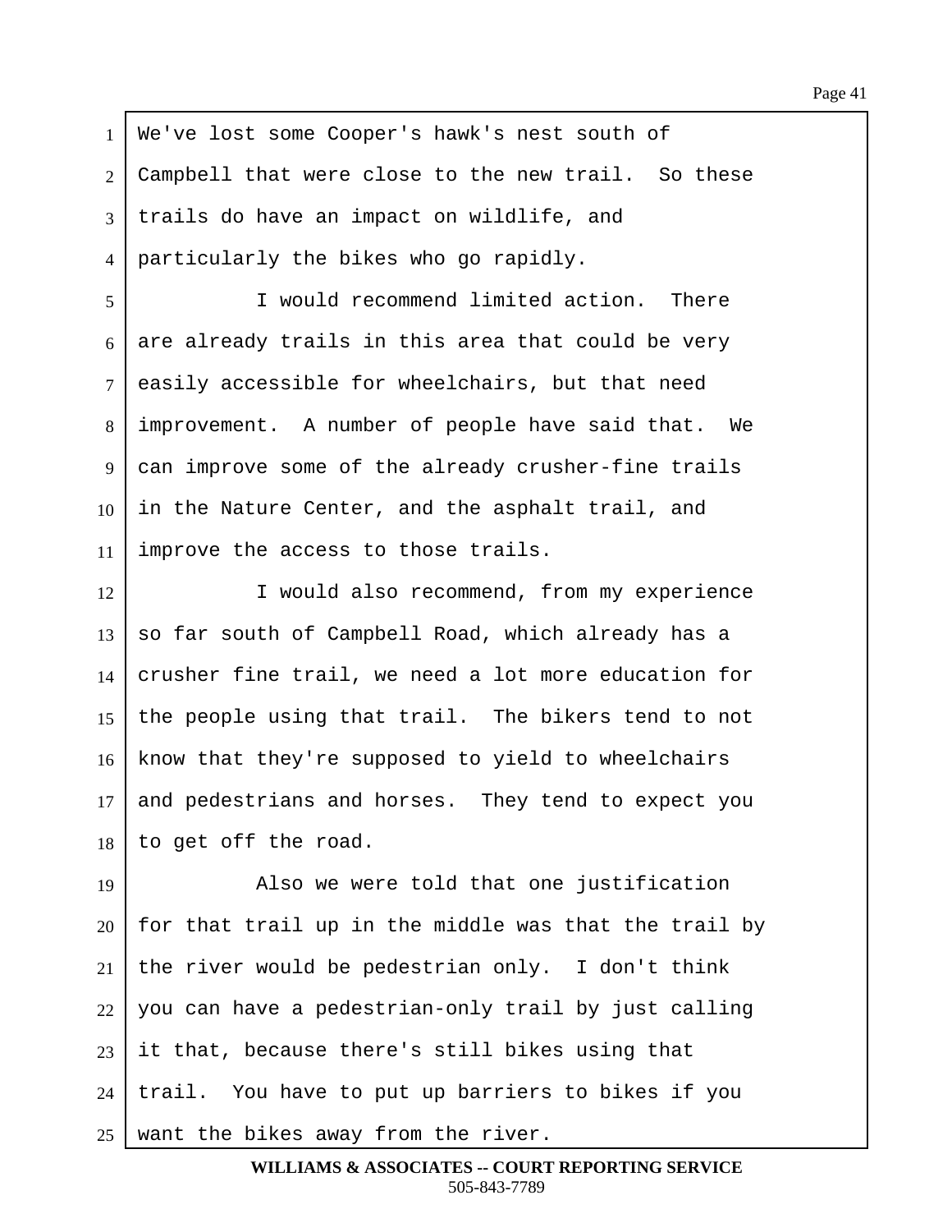We've lost some Cooper's hawk's nest south of Campbell that were close to the new trail. So these trails do have an impact on wildlife, and particularly the bikes who go rapidly.

I would recommend limited action. There are already trails in this area that could be very easily accessible for wheelchairs, but that need improvement. A number of people have said that. We can improve some of the already crusher-fine trails in the Nature Center, and the asphalt trail, and improve the access to those trails.

I would also recommend, from my experience so far south of Campbell Road, which already has a crusher fine trail, we need a lot more education for the people using that trail. The bikers tend to not know that they're supposed to yield to wheelchairs and pedestrians and horses. They tend to expect you to get off the road.

Also we were told that one justification for that trail up in the middle was that the trail by the river would be pedestrian only. I don't think you can have a pedestrian-only trail by just calling it that, because there's still bikes using that trail. You have to put up barriers to bikes if you want the bikes away from the river.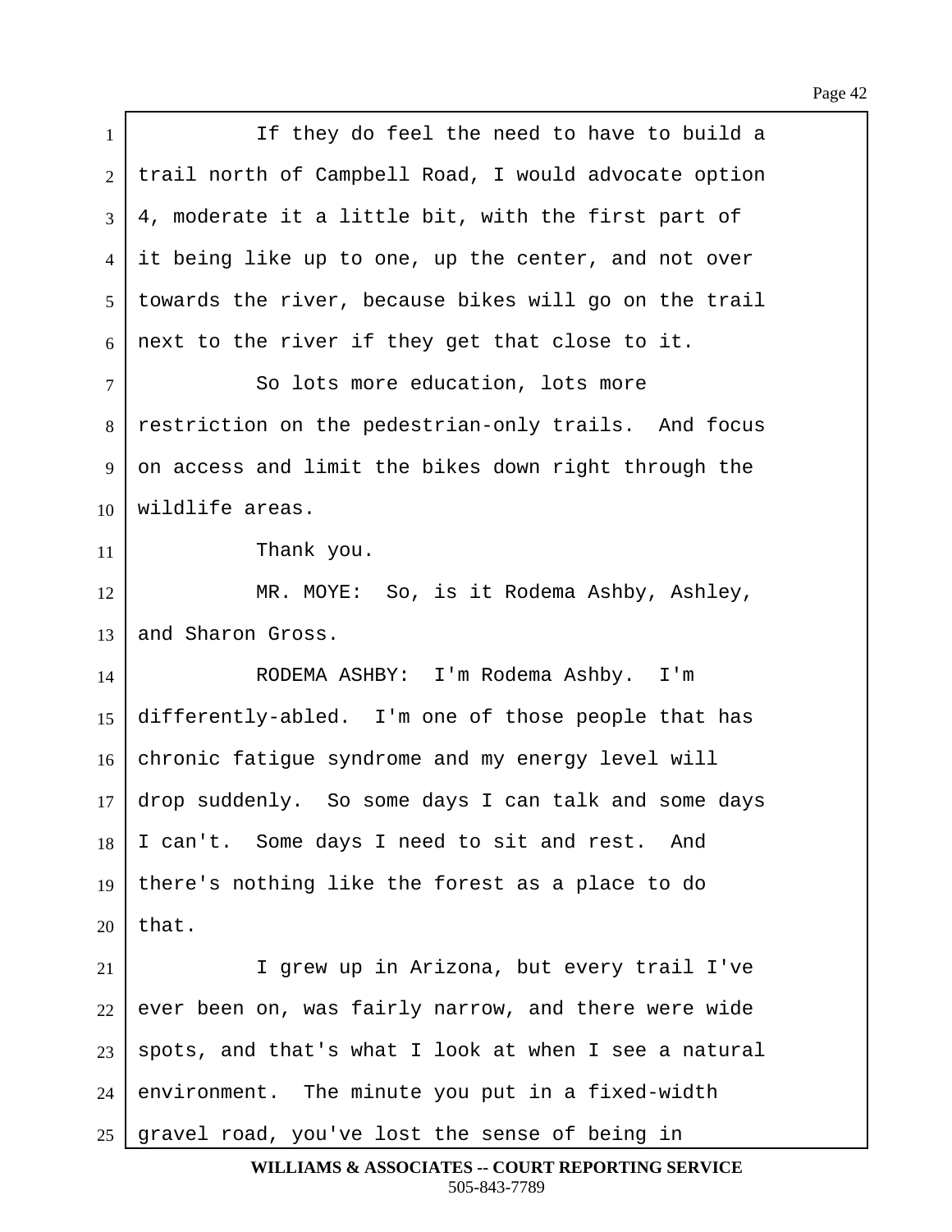If they do feel the need to have to build a trail north of Campbell Road, I would advocate option 4, moderate it a little bit, with the first part of it being like up to one, up the center, and not over towards the river, because bikes will go on the trail next to the river if they get that close to it.

So lots more education, lots more restriction on the pedestrian-only trails. And focus on access and limit the bikes down right through the wildlife areas.

Thank you.

MR. MOYE: So, is it Rodema Ashby, Ashley, and Sharon Gross.

RODEMA ASHBY: I'm Rodema Ashby. I'm differently-abled. I'm one of those people that has chronic fatigue syndrome and my energy level will drop suddenly. So some days I can talk and some days I can't. Some days I need to sit and rest. And there's nothing like the forest as a place to do that.

I grew up in Arizona, but every trail I've ever been on, was fairly narrow, and there were wide spots, and that's what I look at when I see a natural environment. The minute you put in a fixed-width gravel road, you've lost the sense of being in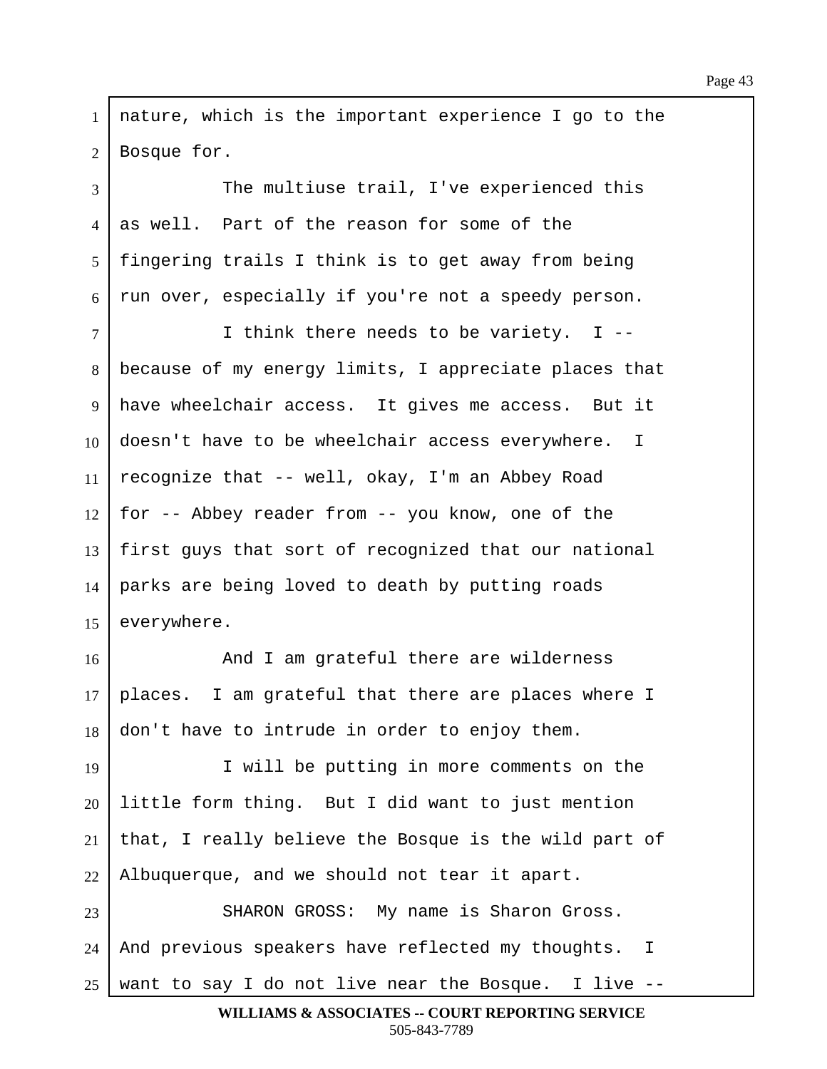nature, which is the important experience I go to the Bosque for.

The multiuse trail, I've experienced this as well. Part of the reason for some of the fingering trails I think is to get away from being run over, especially if you're not a speedy person.

I think there needs to be variety. I -- because of my energy limits, I appreciate places that have wheelchair access. It gives me access. But it doesn't have to be wheelchair access everywhere. I recognize that -- well, okay, I'm an Abbey Road for -- Abbey reader from -- you know, one of the first guys that sort of recognized that our national parks are being loved to death by putting roads everywhere.

And I am grateful there are wilderness places. I am grateful that there are places where I don't have to intrude in order to enjoy them.

I will be putting in more comments on the little form thing. But I did want to just mention that, I really believe the Bosque is the wild part of Albuquerque, and we should not tear it apart.

SHARON GROSS: My name is Sharon Gross. And previous speakers have reflected my thoughts. I want to say I do not live near the Bosque. I live --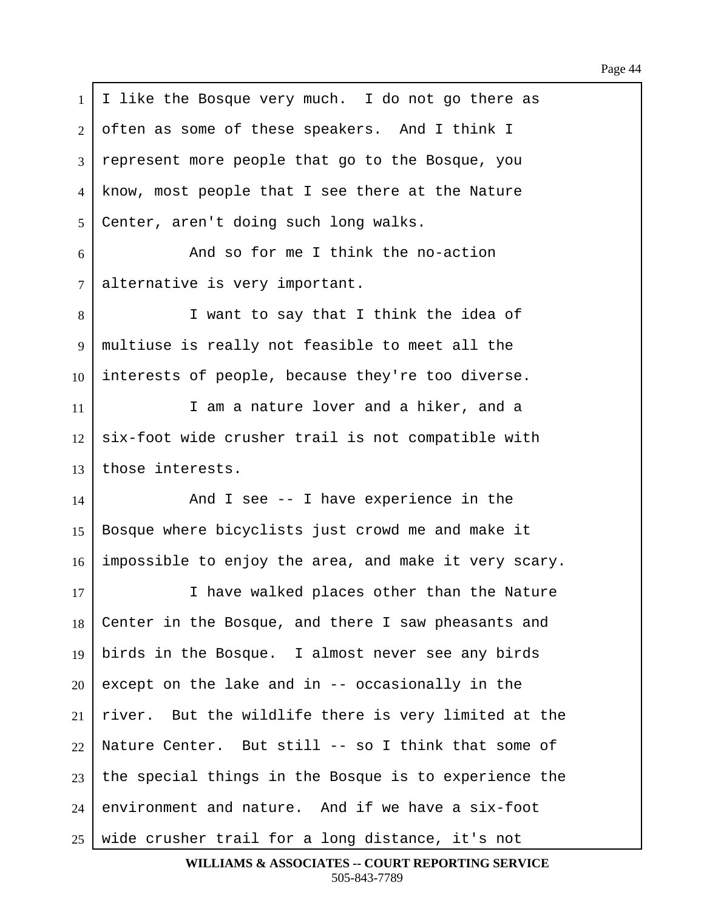I like the Bosque very much. I do not go there as often as some of these speakers. And I think I represent more people that go to the Bosque, you know, most people that I see there at the Nature Center, aren't doing such long walks.

And so for me I think the no-action alternative is very important.

I want to say that I think the idea of multiuse is really not feasible to meet all the interests of people, because they're too diverse.

I am a nature lover and a hiker, and a six-foot wide crusher trail is not compatible with those interests.

And I see -- I have experience in the Bosque where bicyclists just crowd me and make it impossible to enjoy the area, and make it very scary.

I have walked places other than the Nature Center in the Bosque, and there I saw pheasants and birds in the Bosque. I almost never see any birds except on the lake and in -- occasionally in the river. But the wildlife there is very limited at the Nature Center. But still -- so I think that some of the special things in the Bosque is to experience the environment and nature. And if we have a six-foot wide crusher trail for a long distance, it's not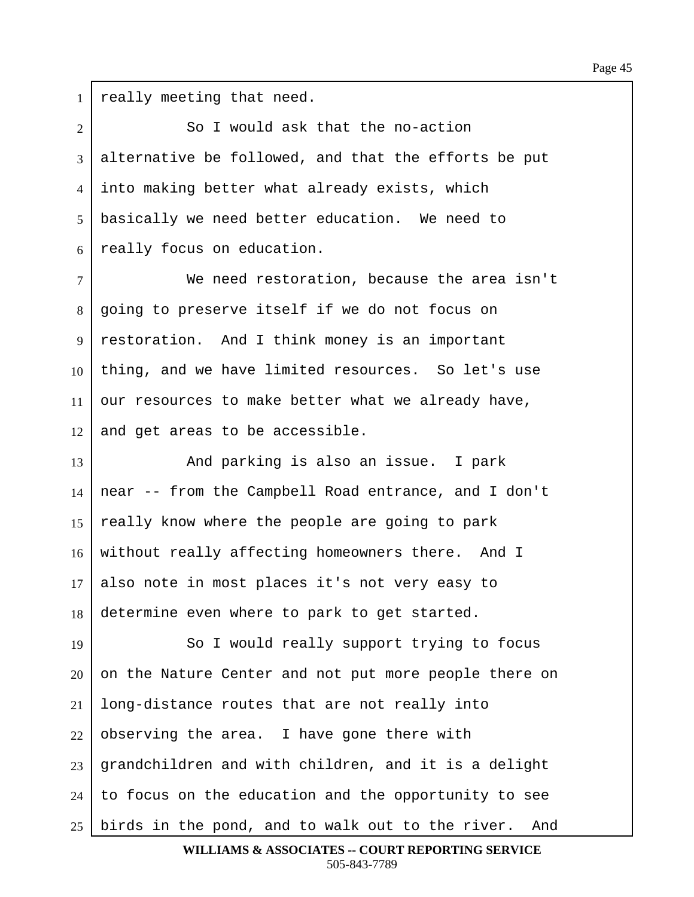really meeting that need.

So I would ask that the no-action alternative be followed, and that the efforts be put into making better what already exists, which basically we need better education. We need to really focus on education.

We need restoration, because the area isn't going to preserve itself if we do not focus on restoration. And I think money is an important thing, and we have limited resources. So let's use our resources to make better what we already have, and get areas to be accessible.

And parking is also an issue. I park near -- from the Campbell Road entrance, and I don't really know where the people are going to park without really affecting homeowners there. And I also note in most places it's not very easy to determine even where to park to get started.

So I would really support trying to focus on the Nature Center and not put more people there on long-distance routes that are not really into observing the area. I have gone there with grandchildren and with children, and it is a delight to focus on the education and the opportunity to see birds in the pond, and to walk out to the river. And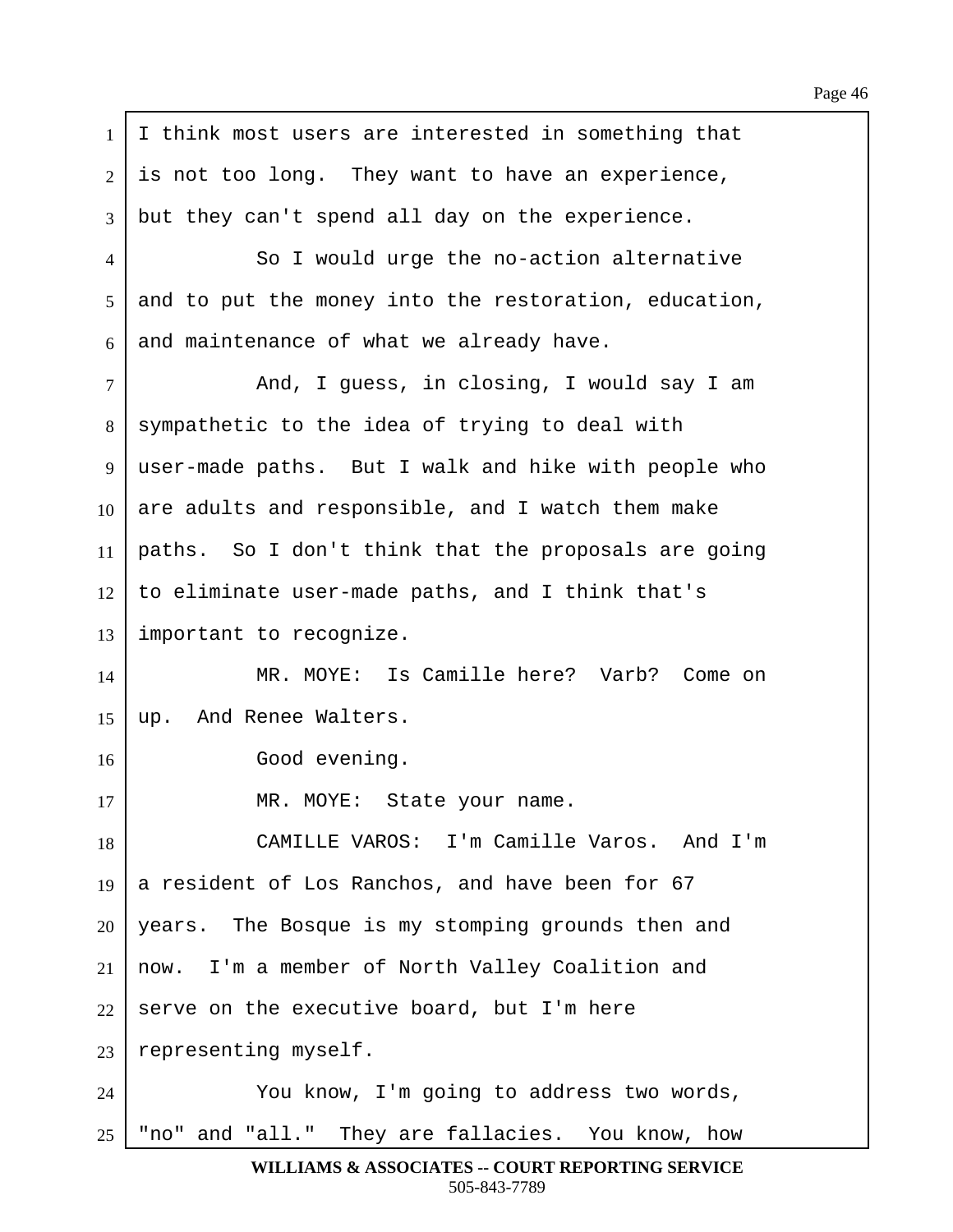I think most users are interested in something that is not too long. They want to have an experience, but they can't spend all day on the experience.

So I would urge the no-action alternative and to put the money into the restoration, education, and maintenance of what we already have.

And, I guess, in closing, I would say I am sympathetic to the idea of trying to deal with user-made paths. But I walk and hike with people who are adults and responsible, and I watch them make paths. So I don't think that the proposals are going to eliminate user-made paths, and I think that's important to recognize.

MR. MOYE: Is Camille here? Varb? Come on up. And Renee Walters.

Good evening.

MR. MOYE: State your name.

CAMILLE VAROS: I'm Camille Varos. And I'm a resident of Los Ranchos, and have been for 67 years. The Bosque is my stomping grounds then and now. I'm a member of North Valley Coalition and serve on the executive board, but I'm here representing myself.

You know, I'm going to address two words, "no" and "all." They are fallacies. You know, how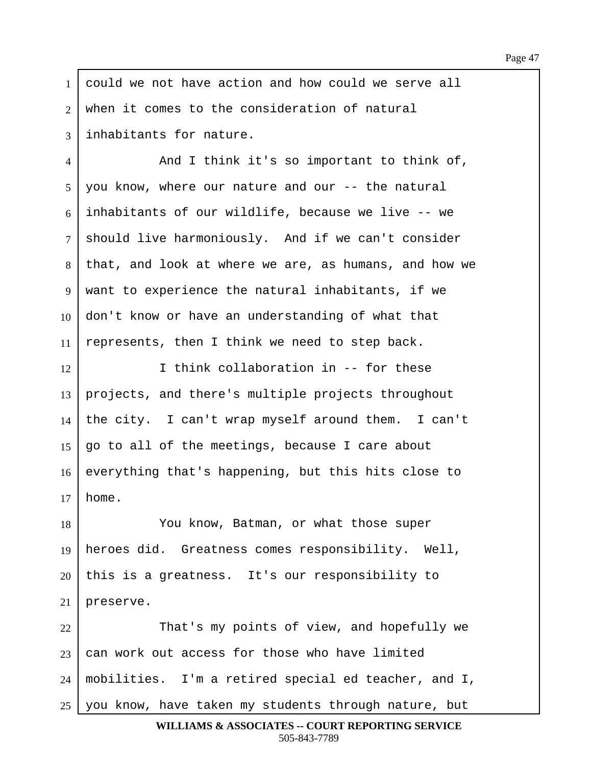could we not have action and how could we serve all when it comes to the consideration of natural inhabitants for nature.

And I think it's so important to think of, you know, where our nature and our -- the natural inhabitants of our wildlife, because we live -- we should live harmoniously. And if we can't consider that, and look at where we are, as humans, and how we want to experience the natural inhabitants, if we don't know or have an understanding of what that represents, then I think we need to step back.

I think collaboration in -- for these projects, and there's multiple projects throughout the city. I can't wrap myself around them. I can't go to all of the meetings, because I care about everything that's happening, but this hits close to home.

You know, Batman, or what those super heroes did. Greatness comes responsibility. Well, this is a greatness. It's our responsibility to preserve.

That's my points of view, and hopefully we can work out access for those who have limited mobilities. I'm a retired special ed teacher, and I, you know, have taken my students through nature, but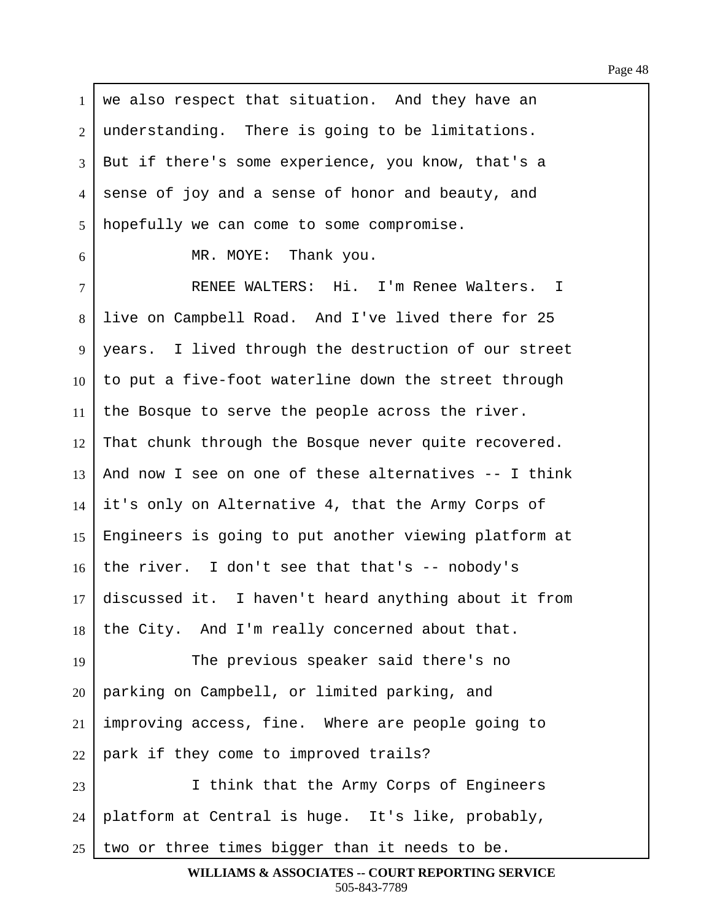we also respect that situation. And they have an understanding. There is going to be limitations. But if there's some experience, you know, that's a sense of joy and a sense of honor and beauty, and hopefully we can come to some compromise.

MR. MOYE: Thank you.

RENEE WALTERS: Hi. I'm Renee Walters. I live on Campbell Road. And I've lived there for 25 years. I lived through the destruction of our street to put a five-foot waterline down the street through the Bosque to serve the people across the river. That chunk through the Bosque never quite recovered. And now I see on one of these alternatives -- I think it's only on Alternative 4, that the Army Corps of Engineers is going to put another viewing platform at the river. I don't see that that's -- nobody's discussed it. I haven't heard anything about it from the City. And I'm really concerned about that.

The previous speaker said there's no parking on Campbell, or limited parking, and improving access, fine. Where are people going to park if they come to improved trails?

I think that the Army Corps of Engineers platform at Central is huge. It's like, probably, two or three times bigger than it needs to be.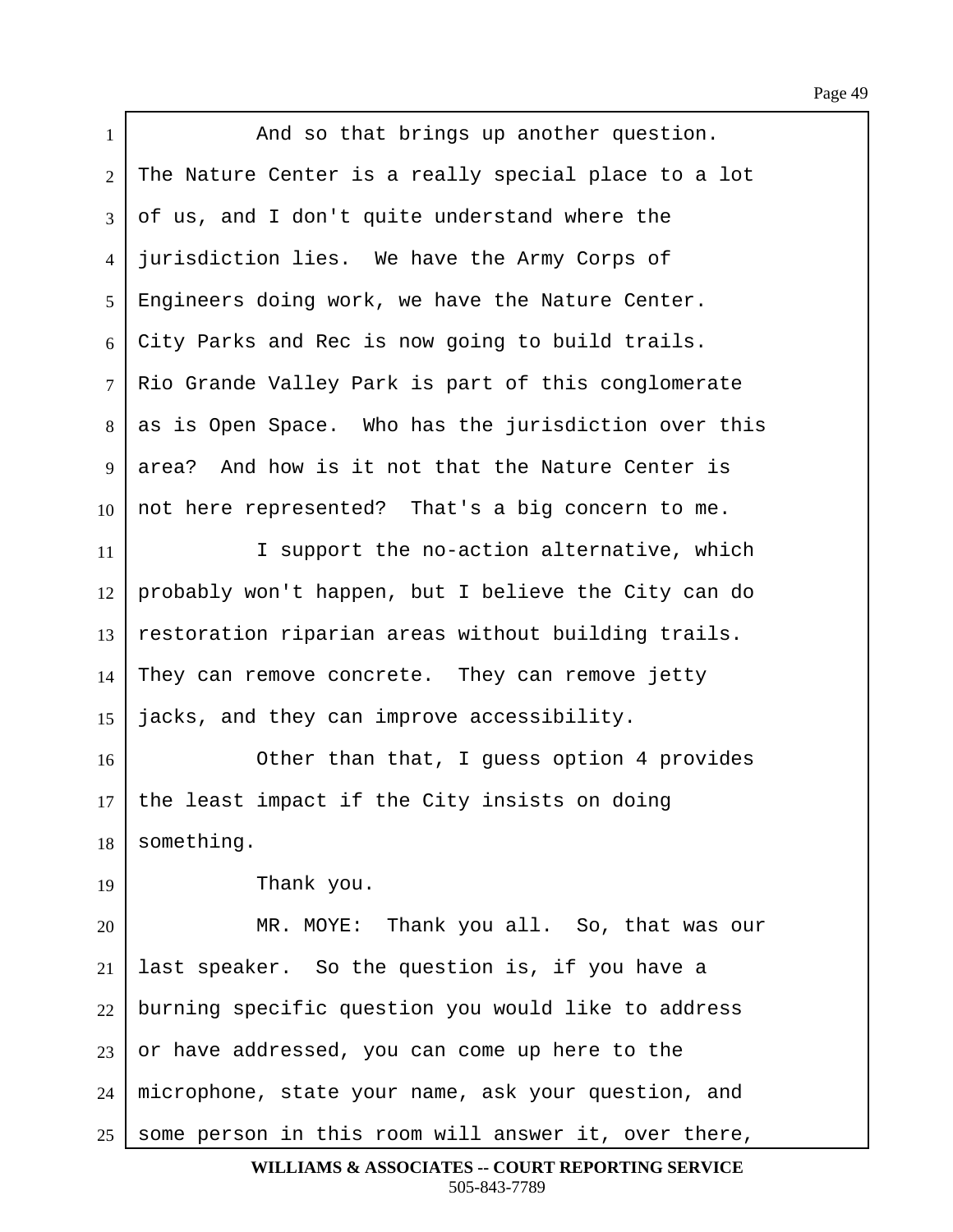And so that brings up another question. The Nature Center is a really special place to a lot of us, and I don't quite understand where the jurisdiction lies. We have the Army Corps of Engineers doing work, we have the Nature Center. City Parks and Rec is now going to build trails. Rio Grande Valley Park is part of this conglomerate as is Open Space. Who has the jurisdiction over this area? And how is it not that the Nature Center is not here represented? That's a big concern to me.

I support the no-action alternative, which probably won't happen, but I believe the City can do restoration riparian areas without building trails. They can remove concrete. They can remove jetty jacks, and they can improve accessibility.

Other than that, I guess option 4 provides the least impact if the City insists on doing something.

Thank you.

MR. MOYE: Thank you all. So, that was our last speaker. So the question is, if you have a burning specific question you would like to address or have addressed, you can come up here to the microphone, state your name, ask your question, and some person in this room will answer it, over there,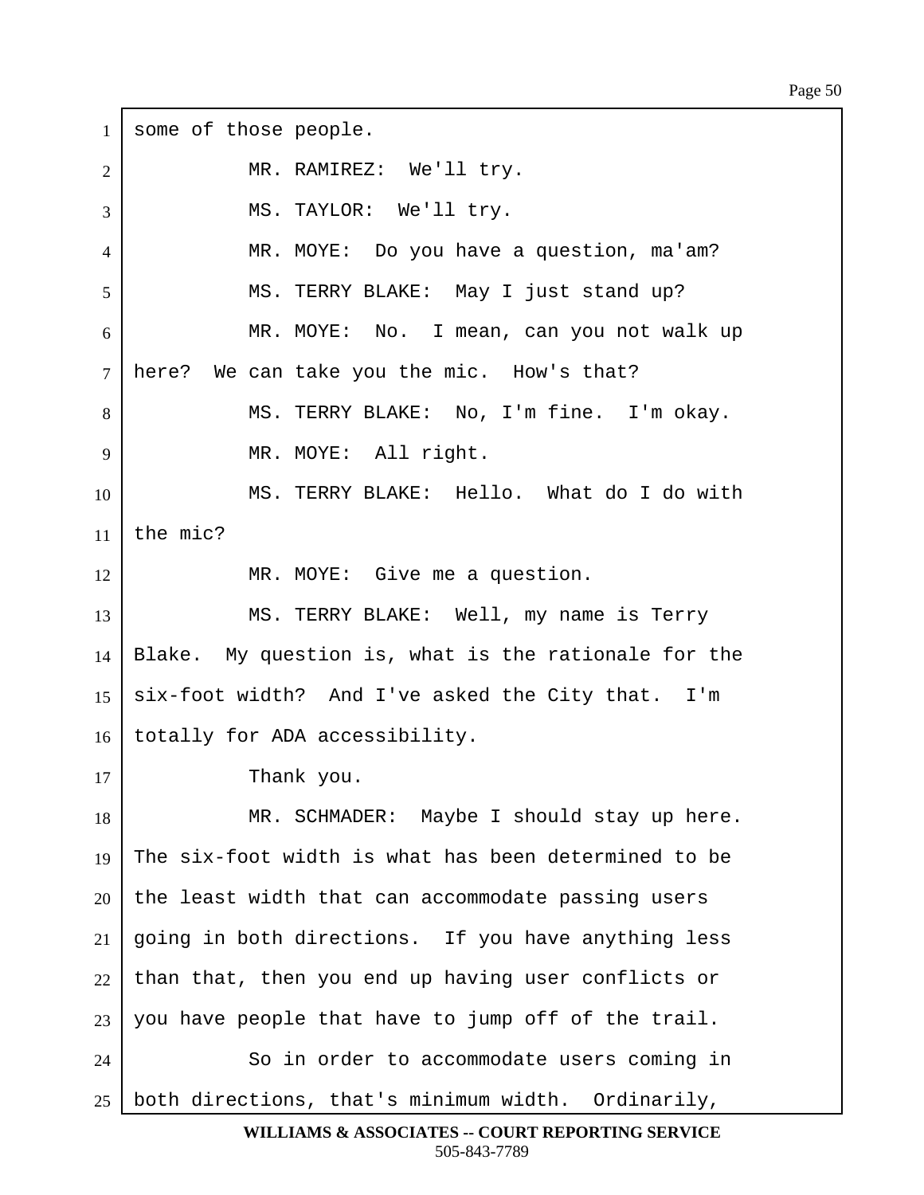some of those people.

MR. RAMIREZ: We'll try.

MS. TAYLOR: We'll try.

MR. MOYE: Do you have a question, ma'am?

MS. TERRY BLAKE: May I just stand up?

MR. MOYE: No. I mean, can you not walk up here? We can take you the mic. How's that?

MS. TERRY BLAKE: No, I'm fine. I'm okay.

MR. MOYE: All right.

MS. TERRY BLAKE: Hello. What do I do with the mic?

MR. MOYE: Give me a question.

MS. TERRY BLAKE: Well, my name is Terry Blake. My question is, what is the rationale for the six-foot width? And I've asked the City that. I'm totally for ADA accessibility.

Thank you.

MR. SCHMADER: Maybe I should stay up here. The six-foot width is what has been determined to be the least width that can accommodate passing users going in both directions. If you have anything less than that, then you end up having user conflicts or you have people that have to jump off of the trail.

So in order to accommodate users coming in both directions, that's minimum width. Ordinarily,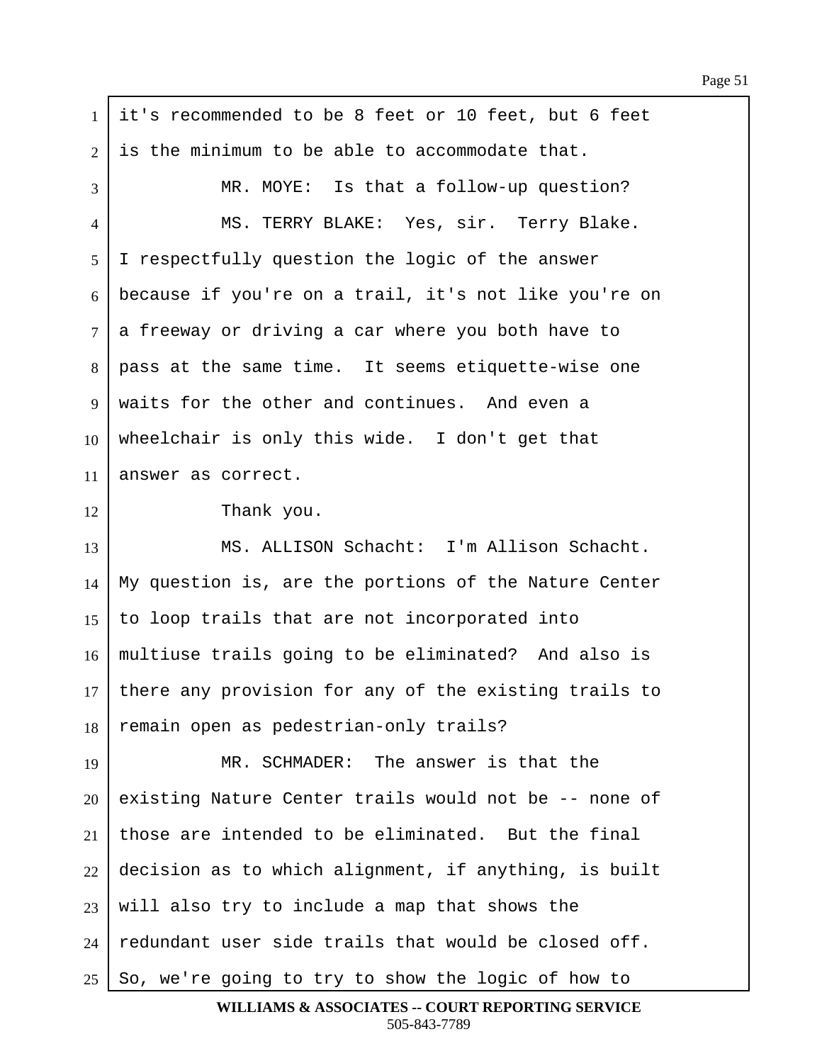1 it's recommended to be 8 feet or 10 feet, but 6 feet
2 is the minimum to be able to accommodate that.
3 MR. MOYE: Is that a follow-up question?
4 MS. TERRY BLAKE: Yes, sir. Terry Blake.
5 I respectfully question the logic of the answer
6 because if you're on a trail, it's not like you're on
7 a freeway or driving a car where you both have to
8 pass at the same time. It seems etiquette-wise one
9 waits for the other and continues. And even a
10 wheelchair is only this wide. I don't get that
11 answer as correct.
12 Thank you.
13 MS. ALLISON Schacht: I'm Allison Schacht.
14 My question is, are the portions of the Nature Center
15 to loop trails that are not incorporated into
16 multiuse trails going to be eliminated? And also is
17 there any provision for any of the existing trails to
18 remain open as pedestrian-only trails?
19 MR. SCHMADER: The answer is that the
20 existing Nature Center trails would not be -- none of
21 those are intended to be eliminated. But the final
22 decision as to which alignment, if anything, is built
23 will also try to include a map that shows the
24 redundant user side trails that would be closed off.
25 So, we're going to try to show the logic of how to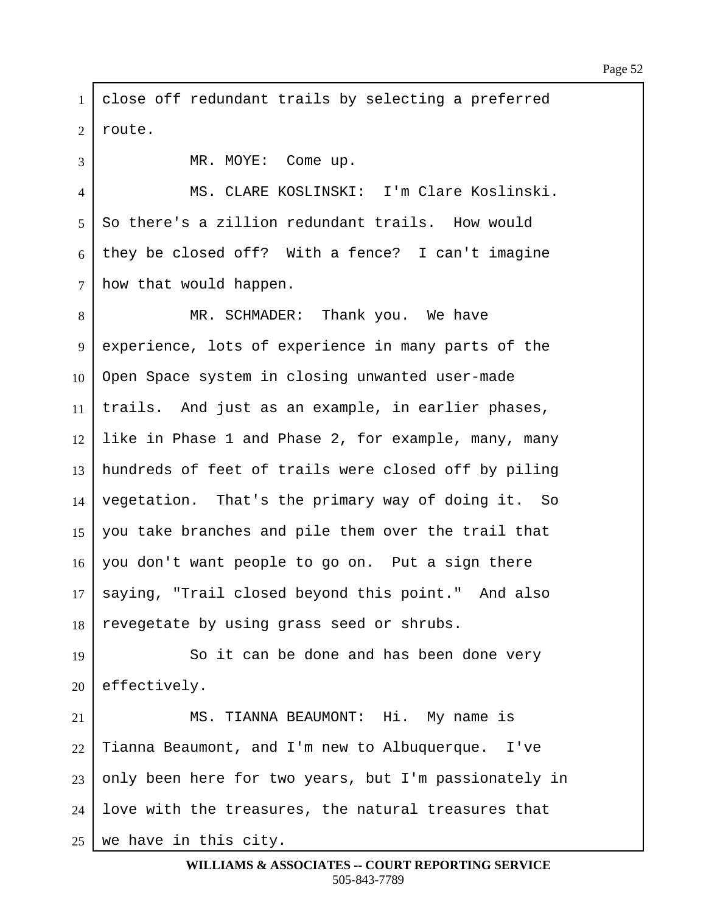close off redundant trails by selecting a preferred route.

MR. MOYE: Come up.

MS. CLARE KOSLINSKI: I'm Clare Koslinski. So there's a zillion redundant trails. How would they be closed off? With a fence? I can't imagine how that would happen.

MR. SCHMADER: Thank you. We have experience, lots of experience in many parts of the Open Space system in closing unwanted user-made trails. And just as an example, in earlier phases, like in Phase 1 and Phase 2, for example, many, many hundreds of feet of trails were closed off by piling vegetation. That's the primary way of doing it. So you take branches and pile them over the trail that you don't want people to go on. Put a sign there saying, "Trail closed beyond this point." And also revegetate by using grass seed or shrubs.

So it can be done and has been done very effectively.

MS. TIANNA BEAUMONT: Hi. My name is Tianna Beaumont, and I'm new to Albuquerque. I've only been here for two years, but I'm passionately in love with the treasures, the natural treasures that we have in this city.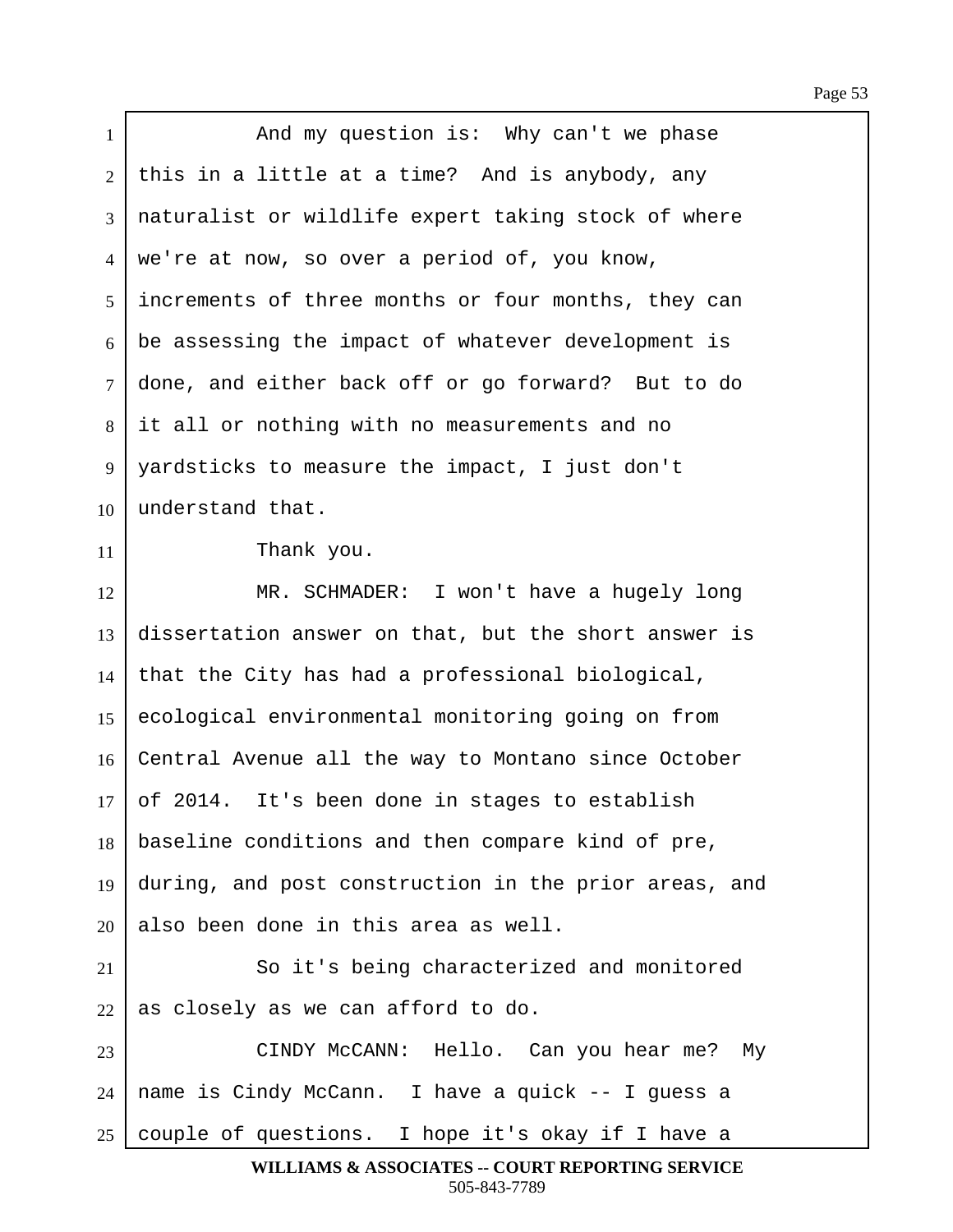And my question is: Why can't we phase this in a little at a time? And is anybody, any naturalist or wildlife expert taking stock of where we're at now, so over a period of, you know, increments of three months or four months, they can be assessing the impact of whatever development is done, and either back off or go forward? But to do it all or nothing with no measurements and no yardsticks to measure the impact, I just don't understand that.

Thank you.

MR. SCHMADER: I won't have a hugely long dissertation answer on that, but the short answer is that the City has had a professional biological, ecological environmental monitoring going on from Central Avenue all the way to Montano since October of 2014. It's been done in stages to establish baseline conditions and then compare kind of pre, during, and post construction in the prior areas, and also been done in this area as well.

So it's being characterized and monitored as closely as we can afford to do.

CINDY McCANN: Hello. Can you hear me? My name is Cindy McCann. I have a quick -- I guess a couple of questions. I hope it's okay if I have a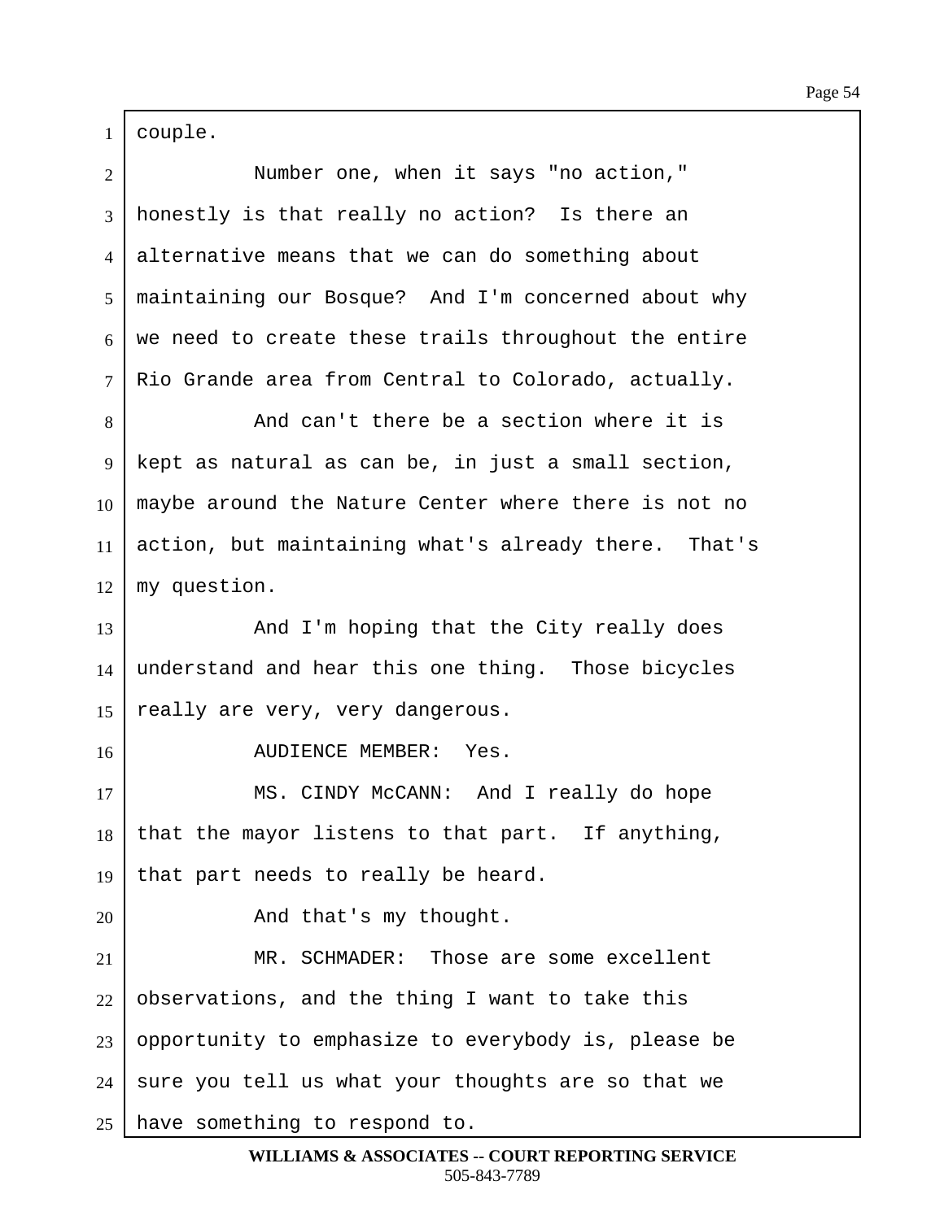couple.

Number one, when it says "no action," honestly is that really no action? Is there an alternative means that we can do something about maintaining our Bosque? And I'm concerned about why we need to create these trails throughout the entire Rio Grande area from Central to Colorado, actually.

And can't there be a section where it is kept as natural as can be, in just a small section, maybe around the Nature Center where there is not no action, but maintaining what's already there. That's my question.

And I'm hoping that the City really does understand and hear this one thing. Those bicycles really are very, very dangerous.

AUDIENCE MEMBER: Yes.

MS. CINDY McCANN: And I really do hope that the mayor listens to that part. If anything, that part needs to really be heard.

And that's my thought.

MR. SCHMADER: Those are some excellent observations, and the thing I want to take this opportunity to emphasize to everybody is, please be sure you tell us what your thoughts are so that we have something to respond to.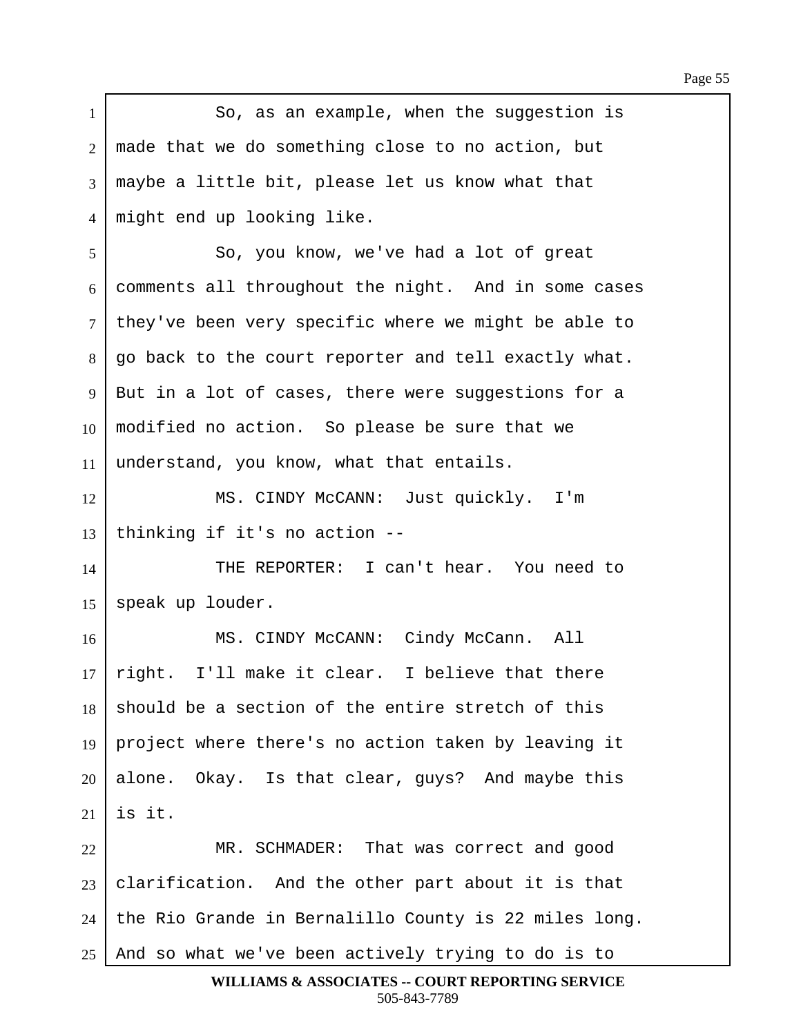So, as an example, when the suggestion is made that we do something close to no action, but maybe a little bit, please let us know what that might end up looking like.

So, you know, we've had a lot of great comments all throughout the night. And in some cases they've been very specific where we might be able to go back to the court reporter and tell exactly what. But in a lot of cases, there were suggestions for a modified no action. So please be sure that we understand, you know, what that entails.

MS. CINDY McCANN: Just quickly. I'm thinking if it's no action --

THE REPORTER: I can't hear. You need to speak up louder.

MS. CINDY McCANN: Cindy McCann. All right. I'll make it clear. I believe that there should be a section of the entire stretch of this project where there's no action taken by leaving it alone. Okay. Is that clear, guys? And maybe this is it.

MR. SCHMADER: That was correct and good clarification. And the other part about it is that the Rio Grande in Bernalillo County is 22 miles long. And so what we've been actively trying to do is to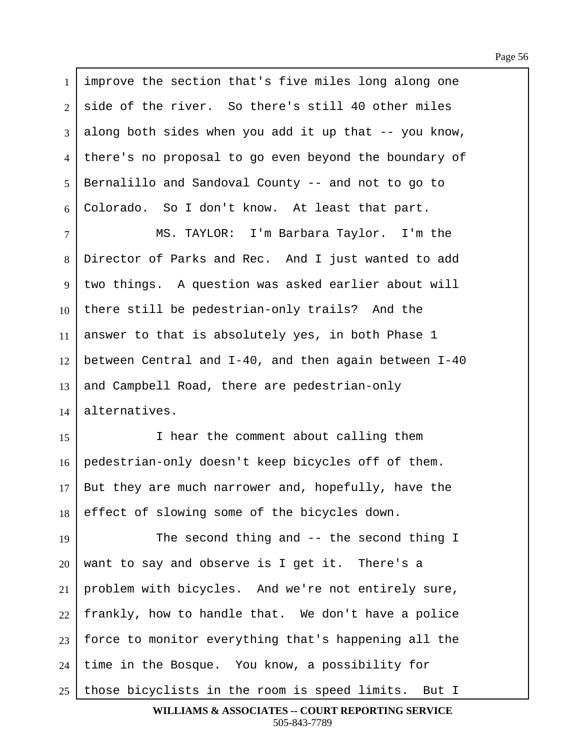improve the section that's five miles long along one side of the river. So there's still 40 other miles along both sides when you add it up that -- you know, there's no proposal to go even beyond the boundary of Bernalillo and Sandoval County -- and not to go to Colorado. So I don't know. At least that part.

MS. TAYLOR: I'm Barbara Taylor. I'm the Director of Parks and Rec. And I just wanted to add two things. A question was asked earlier about will there still be pedestrian-only trails? And the answer to that is absolutely yes, in both Phase 1 between Central and I-40, and then again between I-40 and Campbell Road, there are pedestrian-only alternatives.

I hear the comment about calling them pedestrian-only doesn't keep bicycles off of them. But they are much narrower and, hopefully, have the effect of slowing some of the bicycles down.

The second thing and -- the second thing I want to say and observe is I get it. There's a problem with bicycles. And we're not entirely sure, frankly, how to handle that. We don't have a police force to monitor everything that's happening all the time in the Bosque. You know, a possibility for those bicyclists in the room is speed limits. But I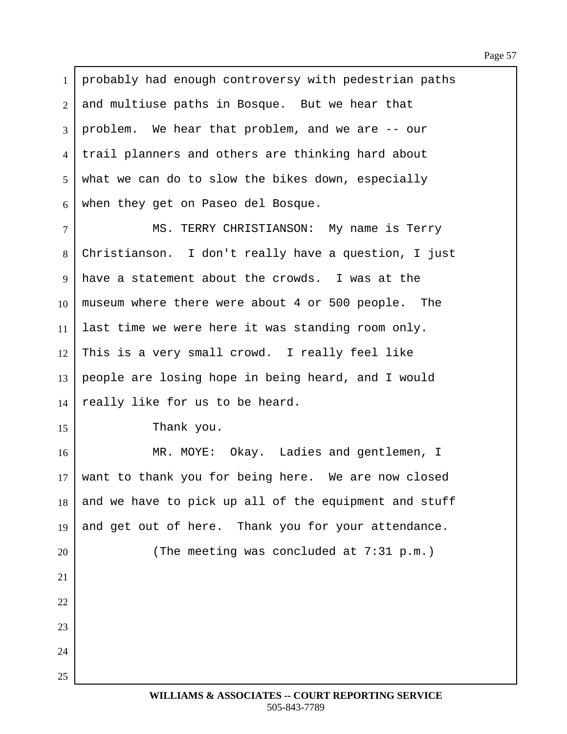probably had enough controversy with pedestrian paths and multiuse paths in Bosque. But we hear that problem. We hear that problem, and we are -- our trail planners and others are thinking hard about what we can do to slow the bikes down, especially when they get on Paseo del Bosque.

MS. TERRY CHRISTIANSON: My name is Terry Christianson. I don't really have a question, I just have a statement about the crowds. I was at the museum where there were about 4 or 500 people. The last time we were here it was standing room only. This is a very small crowd. I really feel like people are losing hope in being heard, and I would really like for us to be heard.

Thank you.

MR. MOYE: Okay. Ladies and gentlemen, I want to thank you for being here. We are now closed and we have to pick up all of the equipment and stuff and get out of here. Thank you for your attendance.

(The meeting was concluded at 7:31 p.m.)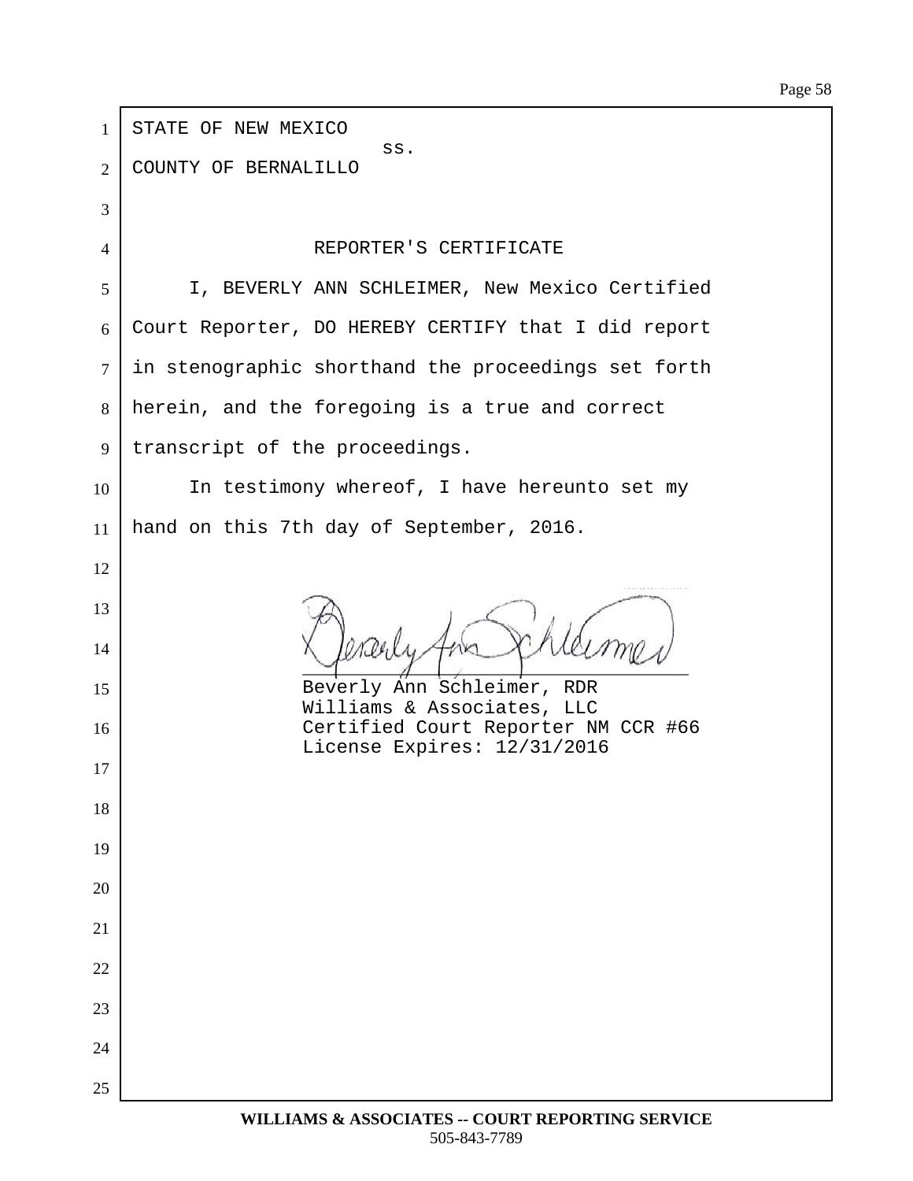STATE OF NEW MEXICO
ss.
COUNTY OF BERNALILLO

REPORTER'S CERTIFICATE

I, BEVERLY ANN SCHLEIMER, New Mexico Certified Court Reporter, DO HEREBY CERTIFY that I did report in stenographic shorthand the proceedings set forth herein, and the foregoing is a true and correct transcript of the proceedings.

In testimony whereof, I have hereunto set my hand on this 7th day of September, 2016.

Beverly Ann Schleimer, RDR
Williams & Associates, LLC
Certified Court Reporter NM CCR #66
License Expires: 12/31/2016